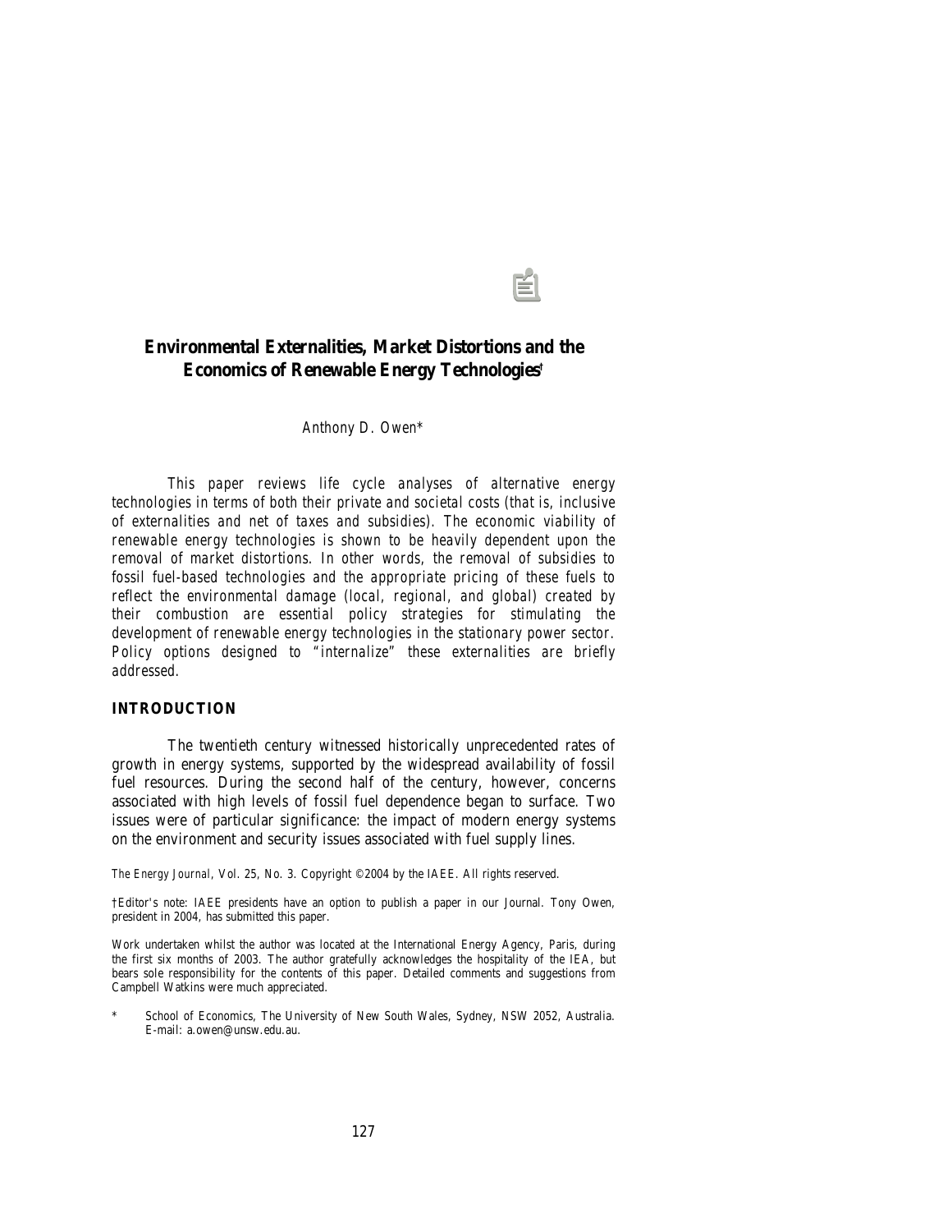# Environmental Externalities, Market Distortions and the Economics of Renewable Energy Technologies†

*Anthony D. Owen**

*This paper reviews life cycle analyses of alternative energy technologies in terms of both their private and societal costs (that is, inclusive of externalities and net of taxes and subsidies). The economic viability of renewable energy technologies is shown to be heavily dependent upon the removal of market distortions. In other words, the removal of subsidies to fossil fuel-based technologies and the appropriate pricing of these fuels to reflect the environmental damage (local, regional, and global) created by their combustion are essential policy strategies for stimulating the development of renewable energy technologies in the stationary power sector. Policy options designed to "internalize" these externalities are briefly addressed.*

## INTRODUCTION

The twentieth century witnessed historically unprecedented rates of growth in energy systems, supported by the widespread availability of fossil fuel resources. During the second half of the century, however, concerns associated with high levels of fossil fuel dependence began to surface. Two issues were of particular significance: the impact of modern energy systems on the environment and security issues associated with fuel supply lines.

*The Energy Journal*, Vol. 25, No. 3. Copyright ©2004 by the IAEE. All rights reserved.

†Editor's note: IAEE presidents have an option to publish a paper in our Journal. Tony Owen, president in 2004, has submitted this paper.

Work undertaken whilst the author was located at the International Energy Agency, Paris, during the first six months of 2003. The author gratefully acknowledges the hospitality of the IEA, but bears sole responsibility for the contents of this paper. Detailed comments and suggestions from Campbell Watkins were much appreciated.

\* School of Economics, The University of New South Wales, Sydney, NSW 2052, Australia. E-mail: a.owen@unsw.edu.au.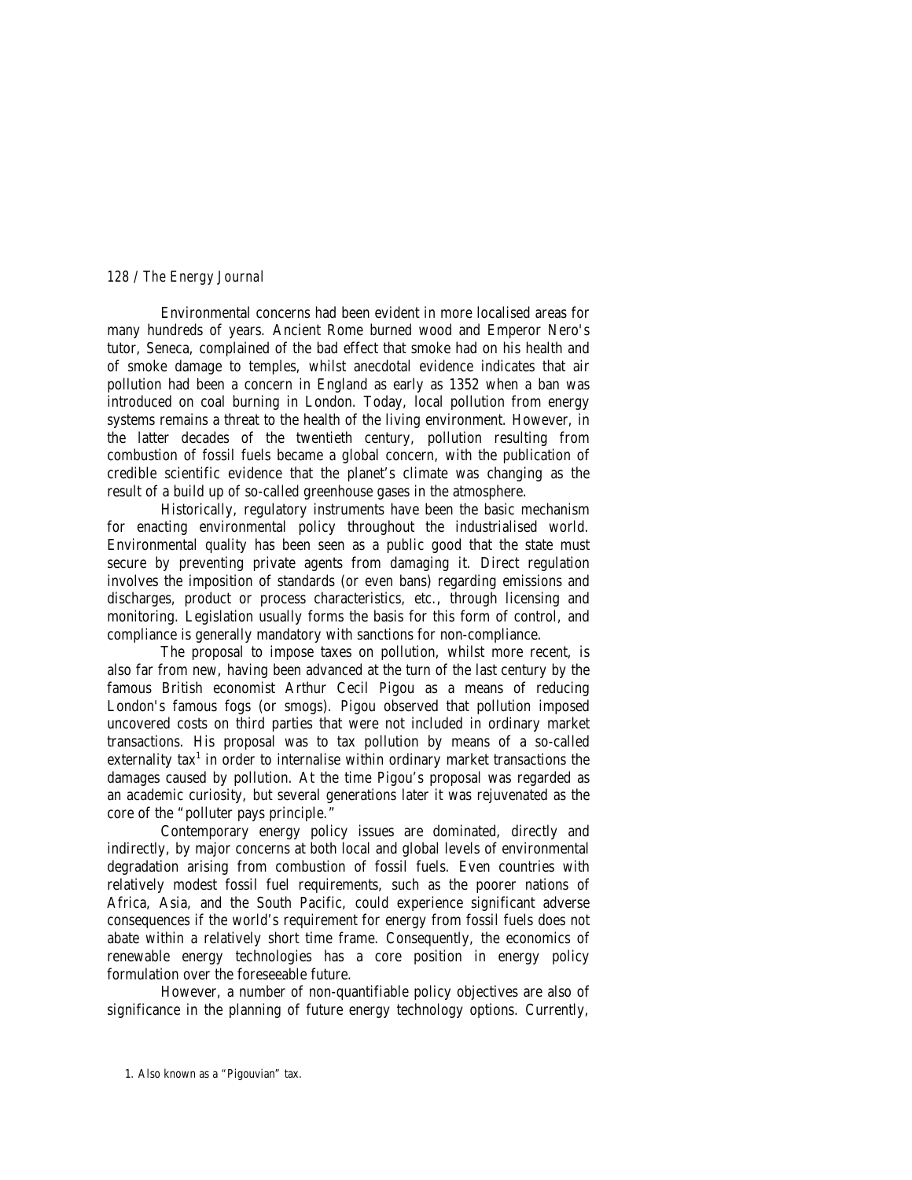Environmental concerns had been evident in more localised areas for many hundreds of years. Ancient Rome burned wood and Emperor Nero's tutor, Seneca, complained of the bad effect that smoke had on his health and of smoke damage to temples, whilst anecdotal evidence indicates that air pollution had been a concern in England as early as 1352 when a ban was introduced on coal burning in London. Today, local pollution from energy systems remains a threat to the health of the living environment. However, in the latter decades of the twentieth century, pollution resulting from combustion of fossil fuels became a global concern, with the publication of credible scientific evidence that the planet's climate was changing as the result of a build up of so-called greenhouse gases in the atmosphere.

Historically, regulatory instruments have been the basic mechanism for enacting environmental policy throughout the industrialised world. Environmental quality has been seen as a public good that the state must secure by preventing private agents from damaging it. Direct regulation involves the imposition of standards (or even bans) regarding emissions and discharges, product or process characteristics, etc., through licensing and monitoring. Legislation usually forms the basis for this form of control, and compliance is generally mandatory with sanctions for non-compliance.

The proposal to impose taxes on pollution, whilst more recent, is also far from new, having been advanced at the turn of the last century by the famous British economist Arthur Cecil Pigou as a means of reducing London's famous fogs (or smogs). Pigou observed that pollution imposed uncovered costs on third parties that were not included in ordinary market transactions. His proposal was to tax pollution by means of a so-called externality tax[1] in order to internalise within ordinary market transactions the damages caused by pollution. At the time Pigou's proposal was regarded as an academic curiosity, but several generations later it was rejuvenated as the core of the "polluter pays principle."

Contemporary energy policy issues are dominated, directly and indirectly, by major concerns at both local and global levels of environmental degradation arising from combustion of fossil fuels. Even countries with relatively modest fossil fuel requirements, such as the poorer nations of Africa, Asia, and the South Pacific, could experience significant adverse consequences if the world's requirement for energy from fossil fuels does not abate within a relatively short time frame. Consequently, the economics of renewable energy technologies has a core position in energy policy formulation over the foreseeable future.

However, a number of non-quantifiable policy objectives are also of significance in the planning of future energy technology options. Currently,

1. Also known as a "Pigouvian" tax.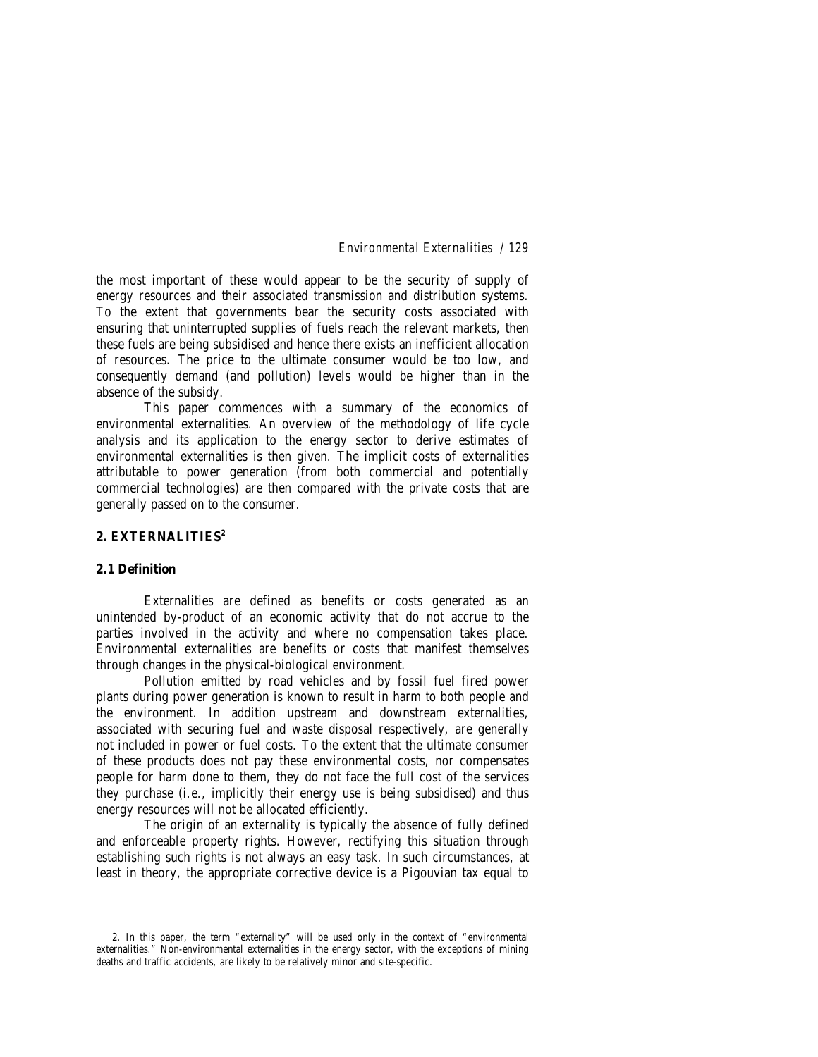the most important of these would appear to be the security of supply of energy resources and their associated transmission and distribution systems. To the extent that governments bear the security costs associated with ensuring that uninterrupted supplies of fuels reach the relevant markets, then these fuels are being subsidised and hence there exists an inefficient allocation of resources. The price to the ultimate consumer would be too low, and consequently demand (and pollution) levels would be higher than in the absence of the subsidy.

This paper commences with a summary of the economics of environmental externalities. An overview of the methodology of life cycle analysis and its application to the energy sector to derive estimates of environmental externalities is then given. The implicit costs of externalities attributable to power generation (from both commercial and potentially commercial technologies) are then compared with the private costs that are generally passed on to the consumer.

## 2. EXTERNALITIES[2]

### 2.1 Definition

Externalities are defined as benefits or costs generated as an unintended by-product of an economic activity that do not accrue to the parties involved in the activity and where no compensation takes place. Environmental externalities are benefits or costs that manifest themselves through changes in the physical-biological environment.

Pollution emitted by road vehicles and by fossil fuel fired power plants during power generation is known to result in harm to both people and the environment. In addition upstream and downstream externalities, associated with securing fuel and waste disposal respectively, are generally not included in power or fuel costs. To the extent that the ultimate consumer of these products does not pay these environmental costs, nor compensates people for harm done to them, they do not face the full cost of the services they purchase (i.e., implicitly their energy use is being subsidised) and thus energy resources will not be allocated efficiently.

The origin of an externality is typically the absence of fully defined and enforceable property rights. However, rectifying this situation through establishing such rights is not always an easy task. In such circumstances, at least in theory, the appropriate corrective device is a Pigouvian tax equal to

2. In this paper, the term "externality" will be used only in the context of "environmental externalities." Non-environmental externalities in the energy sector, with the exceptions of mining deaths and traffic accidents, are likely to be relatively minor and site-specific.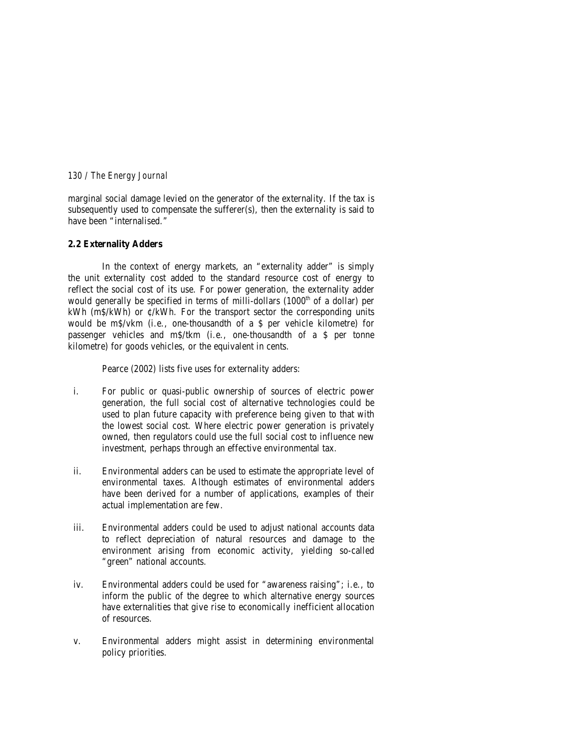marginal social damage levied on the generator of the externality. If the tax is subsequently used to compensate the sufferer(s), then the externality is said to have been "internalised."

### 2.2 Externality Adders

In the context of energy markets, an "externality adder" is simply the unit externality cost added to the standard resource cost of energy to reflect the social cost of its use. For power generation, the externality adder would generally be specified in terms of milli-dollars (1000th of a dollar) per kWh (m$/kWh) or ¢/kWh. For the transport sector the corresponding units would be m$/vkm (i.e., one-thousandth of a $ per vehicle kilometre) for passenger vehicles and m$/tkm (i.e., one-thousandth of a $ per tonne kilometre) for goods vehicles, or the equivalent in cents.

Pearce (2002) lists five uses for externality adders:

i. For public or quasi-public ownership of sources of electric power generation, the full social cost of alternative technologies could be used to plan future capacity with preference being given to that with the lowest social cost. Where electric power generation is privately owned, then regulators could use the full social cost to influence new investment, perhaps through an effective environmental tax.

ii. Environmental adders can be used to estimate the appropriate level of environmental taxes. Although estimates of environmental adders have been derived for a number of applications, examples of their actual implementation are few.

iii. Environmental adders could be used to adjust national accounts data to reflect depreciation of natural resources and damage to the environment arising from economic activity, yielding so-called "green" national accounts.

iv. Environmental adders could be used for "awareness raising"; i.e., to inform the public of the degree to which alternative energy sources have externalities that give rise to economically inefficient allocation of resources.

v. Environmental adders might assist in determining environmental policy priorities.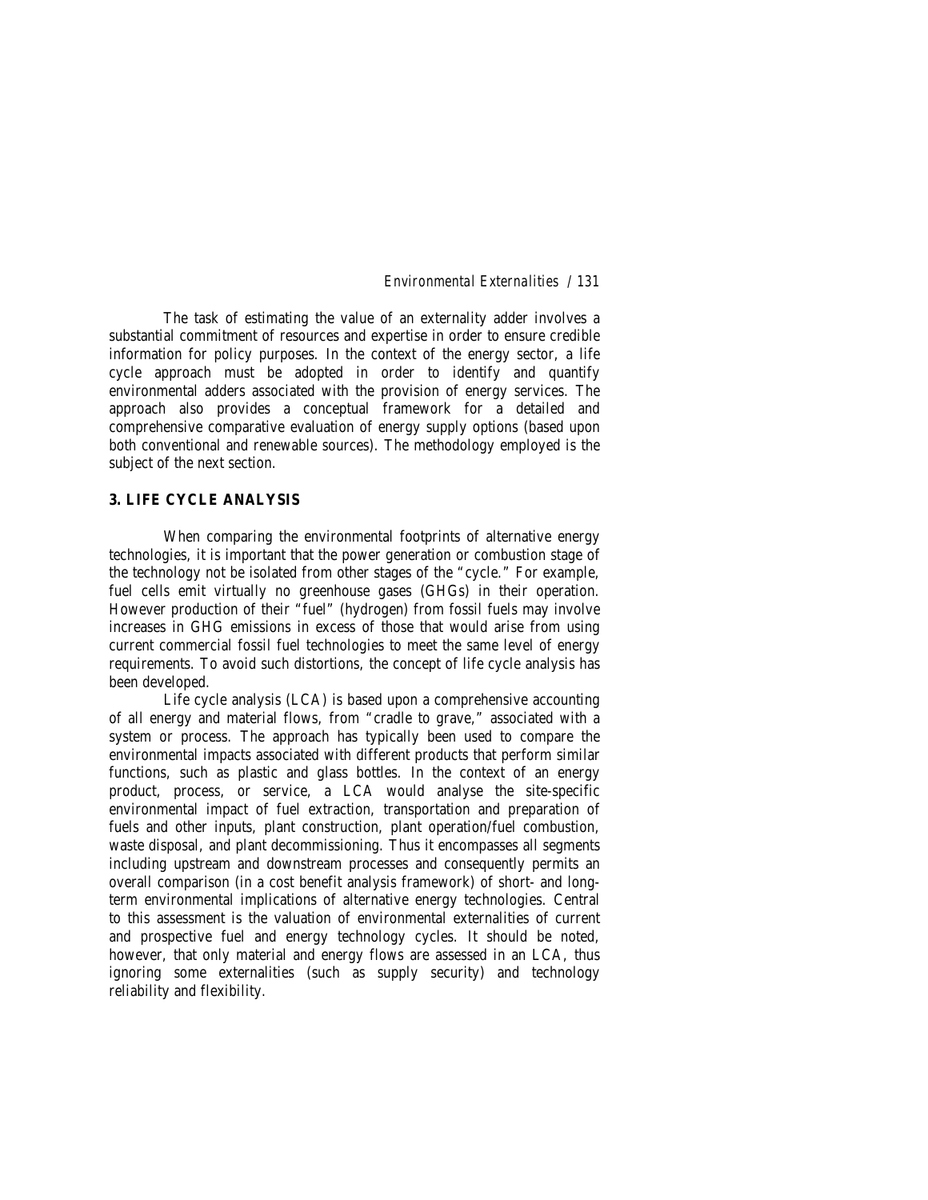The task of estimating the value of an externality adder involves a substantial commitment of resources and expertise in order to ensure credible information for policy purposes. In the context of the energy sector, a life cycle approach must be adopted in order to identify and quantify environmental adders associated with the provision of energy services. The approach also provides a conceptual framework for a detailed and comprehensive comparative evaluation of energy supply options (based upon both conventional and renewable sources). The methodology employed is the subject of the next section.

## 3. LIFE CYCLE ANALYSIS

When comparing the environmental footprints of alternative energy technologies, it is important that the power generation or combustion stage of the technology not be isolated from other stages of the "cycle." For example, fuel cells emit virtually no greenhouse gases (GHGs) in their operation. However production of their "fuel" (hydrogen) from fossil fuels may involve increases in GHG emissions in excess of those that would arise from using current commercial fossil fuel technologies to meet the same level of energy requirements. To avoid such distortions, the concept of life cycle analysis has been developed.

Life cycle analysis (LCA) is based upon a comprehensive accounting of all energy and material flows, from "cradle to grave," associated with a system or process. The approach has typically been used to compare the environmental impacts associated with different products that perform similar functions, such as plastic and glass bottles. In the context of an energy product, process, or service, a LCA would analyse the site-specific environmental impact of fuel extraction, transportation and preparation of fuels and other inputs, plant construction, plant operation/fuel combustion, waste disposal, and plant decommissioning. Thus it encompasses all segments including upstream and downstream processes and consequently permits an overall comparison (in a cost benefit analysis framework) of short- and long-term environmental implications of alternative energy technologies. Central to this assessment is the valuation of environmental externalities of current and prospective fuel and energy technology cycles. It should be noted, however, that only material and energy flows are assessed in an LCA, thus ignoring some externalities (such as supply security) and technology reliability and flexibility.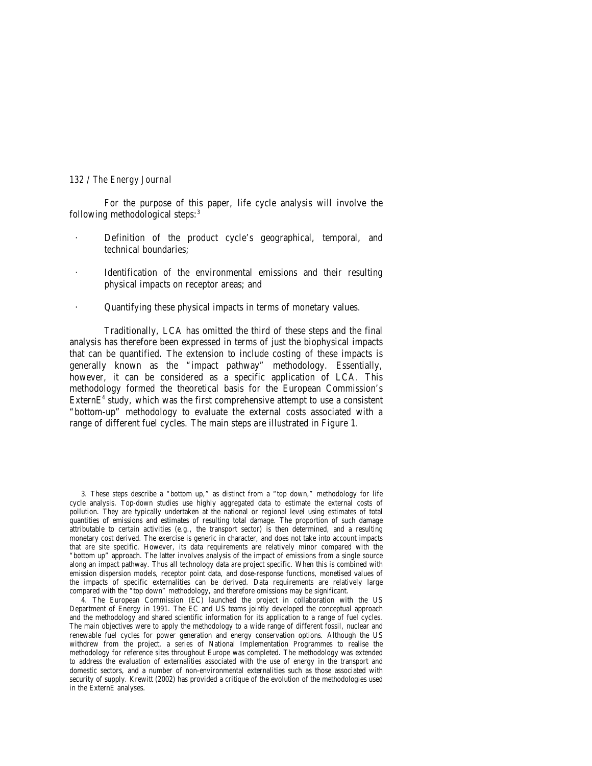For the purpose of this paper, life cycle analysis will involve the following methodological steps:[3]

- Definition of the product cycle's geographical, temporal, and technical boundaries;
- Identification of the environmental emissions and their resulting physical impacts on receptor areas; and
- Quantifying these physical impacts in terms of monetary values.

Traditionally, LCA has omitted the third of these steps and the final analysis has therefore been expressed in terms of just the biophysical impacts that can be quantified. The extension to include costing of these impacts is generally known as the "impact pathway" methodology. Essentially, however, it can be considered as a specific application of LCA. This methodology formed the theoretical basis for the European Commission's ExternE[4] study, which was the first comprehensive attempt to use a consistent "bottom-up" methodology to evaluate the external costs associated with a range of different fuel cycles. The main steps are illustrated in Figure 1.

3. These steps describe a "bottom up," as distinct from a "top down," methodology for life cycle analysis. Top-down studies use highly aggregated data to estimate the external costs of pollution. They are typically undertaken at the national or regional level using estimates of total quantities of emissions and estimates of resulting total damage. The proportion of such damage attributable to certain activities (e.g., the transport sector) is then determined, and a resulting monetary cost derived. The exercise is generic in character, and does not take into account impacts that are site specific. However, its data requirements are relatively minor compared with the "bottom up" approach. The latter involves analysis of the impact of emissions from a single source along an impact pathway. Thus all technology data are project specific. When this is combined with emission dispersion models, receptor point data, and dose-response functions, monetised values of the impacts of specific externalities can be derived. Data requirements are relatively large compared with the "top down" methodology, and therefore omissions may be significant.

4. The European Commission (EC) launched the project in collaboration with the US Department of Energy in 1991. The EC and US teams jointly developed the conceptual approach and the methodology and shared scientific information for its application to a range of fuel cycles. The main objectives were to apply the methodology to a wide range of different fossil, nuclear and renewable fuel cycles for power generation and energy conservation options. Although the US withdrew from the project, a series of National Implementation Programmes to realise the methodology for reference sites throughout Europe was completed. The methodology was extended to address the evaluation of externalities associated with the use of energy in the transport and domestic sectors, and a number of non-environmental externalities such as those associated with security of supply. Krewitt (2002) has provided a critique of the evolution of the methodologies used in the ExternE analyses.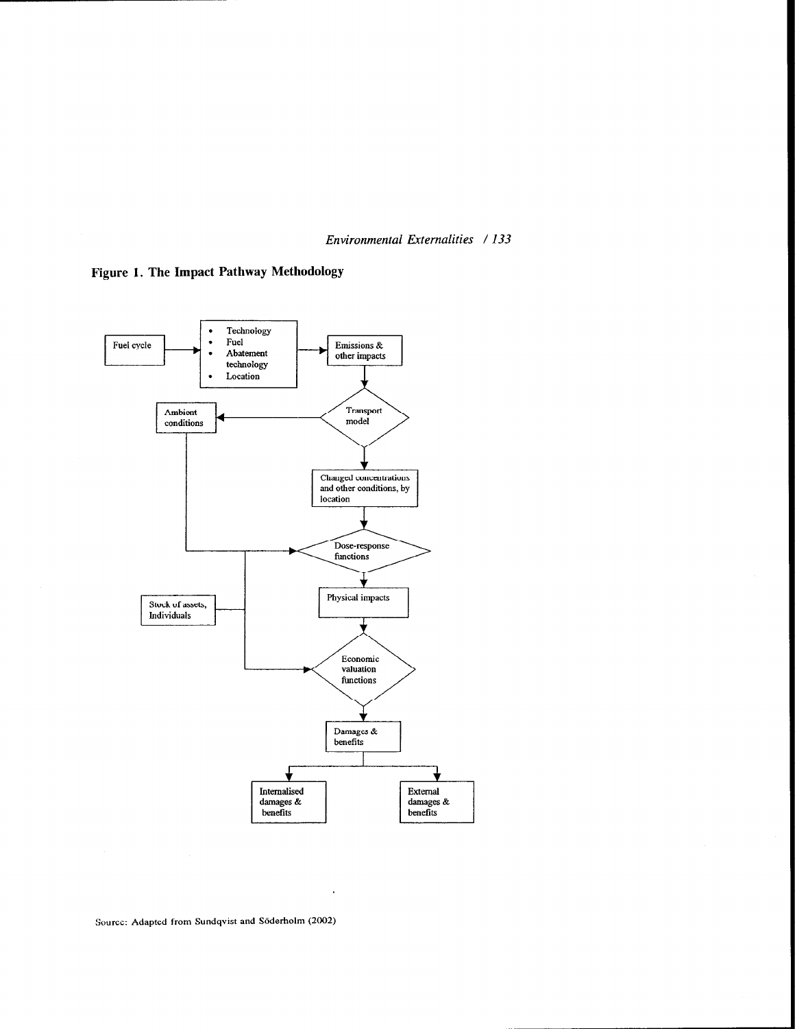**Figure 1. The Impact Pathway Methodology**

Fuel cycle

- Technology
- Fuel
- Abatement technology
- Location

Emissions & other impacts

Transport model

Ambient conditions

Changed concentrations and other conditions, by location

Dose-response functions

Stock of assets, Individuals

Physical impacts

Economic valuation functions

Damages & benefits

Internalised damages & benefits

External damages & benefits

Source: Adapted from Sundqvist and Söderholm (2002)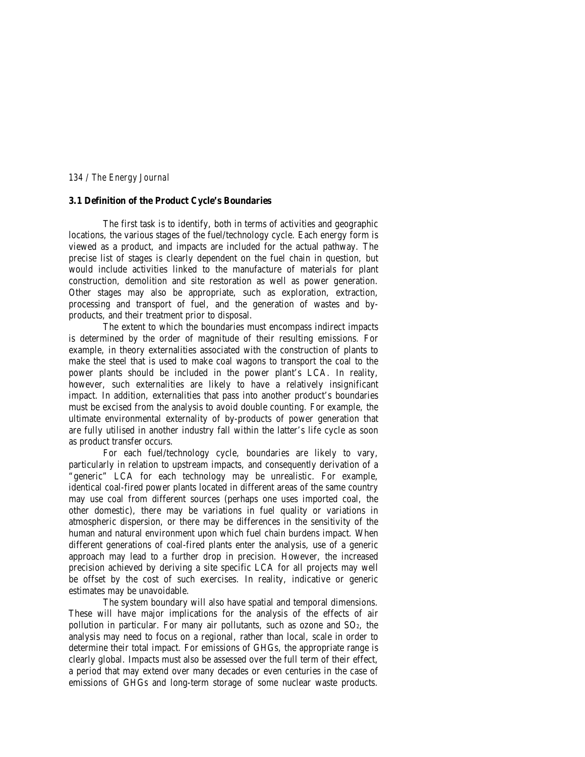### 3.1 Definition of the Product Cycle's Boundaries

The first task is to identify, both in terms of activities and geographic locations, the various stages of the fuel/technology cycle. Each energy form is viewed as a product, and impacts are included for the actual pathway. The precise list of stages is clearly dependent on the fuel chain in question, but would include activities linked to the manufacture of materials for plant construction, demolition and site restoration as well as power generation. Other stages may also be appropriate, such as exploration, extraction, processing and transport of fuel, and the generation of wastes and by-products, and their treatment prior to disposal.

The extent to which the boundaries must encompass indirect impacts is determined by the order of magnitude of their resulting emissions. For example, in theory externalities associated with the construction of plants to make the steel that is used to make coal wagons to transport the coal to the power plants should be included in the power plant's LCA. In reality, however, such externalities are likely to have a relatively insignificant impact. In addition, externalities that pass into another product's boundaries must be excised from the analysis to avoid double counting. For example, the ultimate environmental externality of by-products of power generation that are fully utilised in another industry fall within the latter's life cycle as soon as product transfer occurs.

For each fuel/technology cycle, boundaries are likely to vary, particularly in relation to upstream impacts, and consequently derivation of a "generic" LCA for each technology may be unrealistic. For example, identical coal-fired power plants located in different areas of the same country may use coal from different sources (perhaps one uses imported coal, the other domestic), there may be variations in fuel quality or variations in atmospheric dispersion, or there may be differences in the sensitivity of the human and natural environment upon which fuel chain burdens impact. When different generations of coal-fired plants enter the analysis, use of a generic approach may lead to a further drop in precision. However, the increased precision achieved by deriving a site specific LCA for all projects may well be offset by the cost of such exercises. In reality, indicative or generic estimates may be unavoidable.

The system boundary will also have spatial and temporal dimensions. These will have major implications for the analysis of the effects of air pollution in particular. For many air pollutants, such as ozone and $SO_2$, the analysis may need to focus on a regional, rather than local, scale in order to determine their total impact. For emissions of GHGs, the appropriate range is clearly global. Impacts must also be assessed over the full term of their effect, a period that may extend over many decades or even centuries in the case of emissions of GHGs and long-term storage of some nuclear waste products.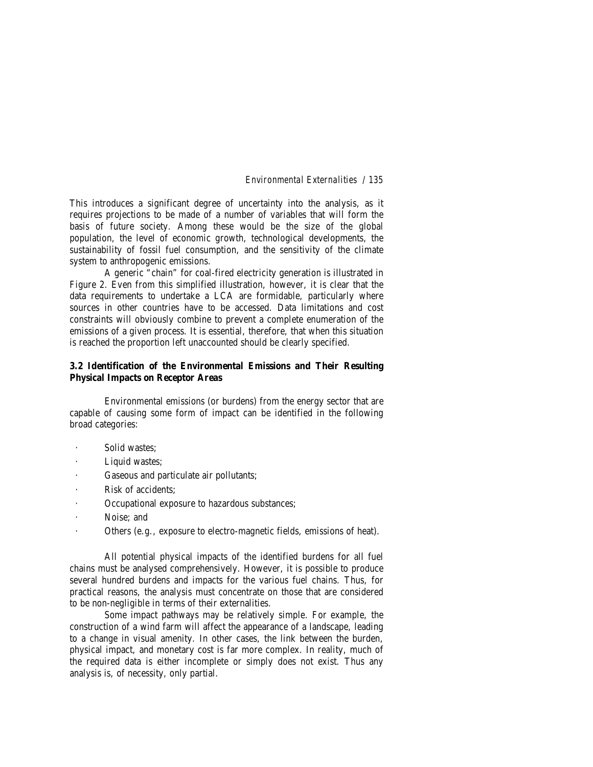This introduces a significant degree of uncertainty into the analysis, as it requires projections to be made of a number of variables that will form the basis of future society. Among these would be the size of the global population, the level of economic growth, technological developments, the sustainability of fossil fuel consumption, and the sensitivity of the climate system to anthropogenic emissions.

A generic "chain" for coal-fired electricity generation is illustrated in Figure 2. Even from this simplified illustration, however, it is clear that the data requirements to undertake a LCA are formidable, particularly where sources in other countries have to be accessed. Data limitations and cost constraints will obviously combine to prevent a complete enumeration of the emissions of a given process. It is essential, therefore, that when this situation is reached the proportion left unaccounted should be clearly specified.

### 3.2 Identification of the Environmental Emissions and Their Resulting Physical Impacts on Receptor Areas

Environmental emissions (or burdens) from the energy sector that are capable of causing some form of impact can be identified in the following broad categories:

- Solid wastes;
- Liquid wastes;
- Gaseous and particulate air pollutants;
- Risk of accidents;
- Occupational exposure to hazardous substances;
- Noise; and
- Others (e.g., exposure to electro-magnetic fields, emissions of heat).

All potential physical impacts of the identified burdens for all fuel chains must be analysed comprehensively. However, it is possible to produce several hundred burdens and impacts for the various fuel chains. Thus, for practical reasons, the analysis must concentrate on those that are considered to be non-negligible in terms of their externalities.

Some impact pathways may be relatively simple. For example, the construction of a wind farm will affect the appearance of a landscape, leading to a change in visual amenity. In other cases, the link between the burden, physical impact, and monetary cost is far more complex. In reality, much of the required data is either incomplete or simply does not exist. Thus any analysis is, of necessity, only partial.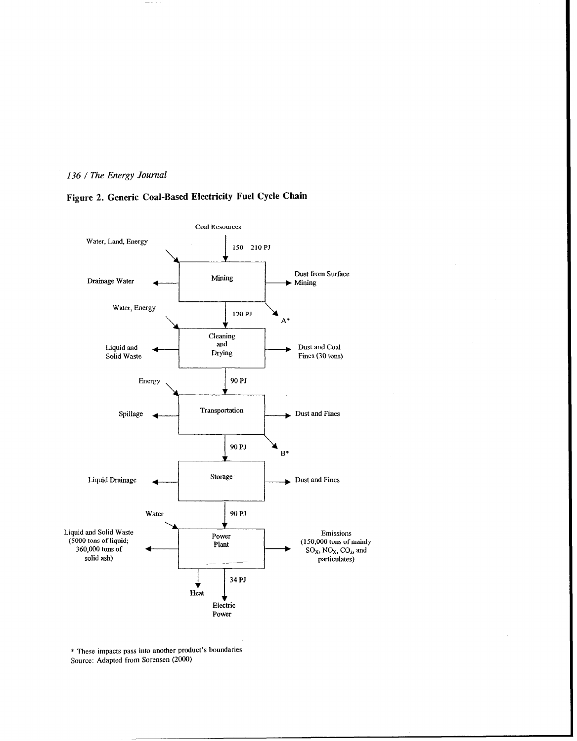## Figure 2. Generic Coal-Based Electricity Fuel Cycle Chain

Coal Resources

150 210 PJ

Water, Land, Energy

**Mining**

Drainage Water

Dust from Surface Mining

A*

120 PJ

Water, Energy

**Cleaning and Drying**

Liquid and Solid Waste

Dust and Coal Fines (30 tons)

90 PJ

Energy

**Transportation**

Spillage

Dust and Fines

B*

90 PJ

**Storage**

Liquid Drainage

Dust and Fines

90 PJ

Water

**Power Plant**

Liquid and Solid Waste (5000 tons of liquid; 360,000 tons of solid ash)

Emissions (150,000 tons of mainly $SO_X$, $NO_X$, $CO_2$, and particulates)

Heat

34 PJ

Electric Power

\* These impacts pass into another product's boundaries

Source: Adapted from Sorensen (2000)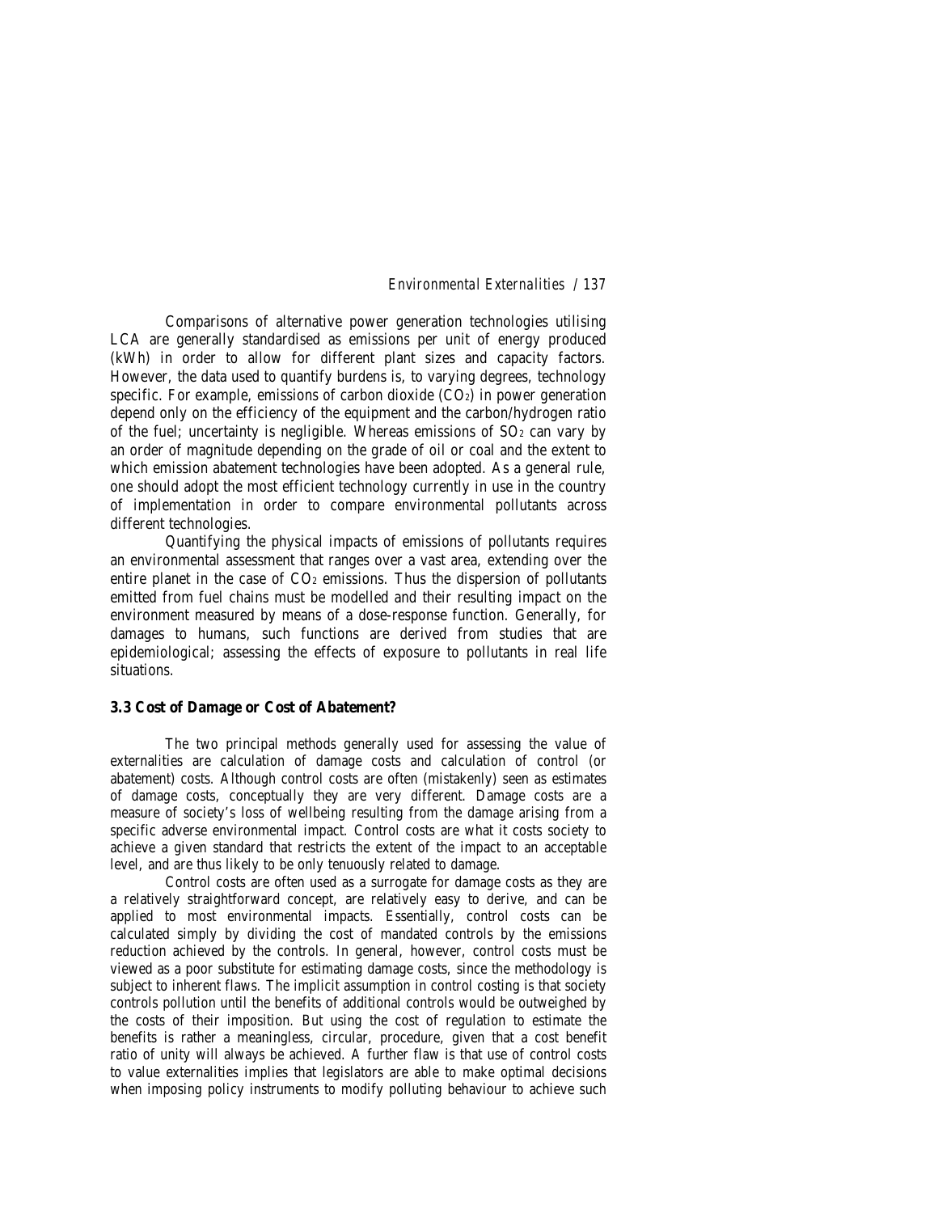Comparisons of alternative power generation technologies utilising LCA are generally standardised as emissions per unit of energy produced (kWh) in order to allow for different plant sizes and capacity factors. However, the data used to quantify burdens is, to varying degrees, technology specific. For example, emissions of carbon dioxide ($CO_2$) in power generation depend only on the efficiency of the equipment and the carbon/hydrogen ratio of the fuel; uncertainty is negligible. Whereas emissions of $SO_2$ can vary by an order of magnitude depending on the grade of oil or coal and the extent to which emission abatement technologies have been adopted. As a general rule, one should adopt the most efficient technology currently in use in the country of implementation in order to compare environmental pollutants across different technologies.

Quantifying the physical impacts of emissions of pollutants requires an environmental assessment that ranges over a vast area, extending over the entire planet in the case of $CO_2$ emissions. Thus the dispersion of pollutants emitted from fuel chains must be modelled and their resulting impact on the environment measured by means of a dose-response function. Generally, for damages to humans, such functions are derived from studies that are epidemiological; assessing the effects of exposure to pollutants in real life situations.

### 3.3 Cost of Damage or Cost of Abatement?

The two principal methods generally used for assessing the value of externalities are calculation of damage costs and calculation of control (or abatement) costs. Although control costs are often (mistakenly) seen as estimates of damage costs, conceptually they are very different. Damage costs are a measure of society's loss of wellbeing resulting from the damage arising from a specific adverse environmental impact. Control costs are what it costs society to achieve a given standard that restricts the extent of the impact to an acceptable level, and are thus likely to be only tenuously related to damage.

Control costs are often used as a surrogate for damage costs as they are a relatively straightforward concept, are relatively easy to derive, and can be applied to most environmental impacts. Essentially, control costs can be calculated simply by dividing the cost of mandated controls by the emissions reduction achieved by the controls. In general, however, control costs must be viewed as a poor substitute for estimating damage costs, since the methodology is subject to inherent flaws. The implicit assumption in control costing is that society controls pollution until the benefits of additional controls would be outweighed by the costs of their imposition. But using the cost of regulation to estimate the benefits is rather a meaningless, circular, procedure, given that a cost benefit ratio of unity will always be achieved. A further flaw is that use of control costs to value externalities implies that legislators are able to make optimal decisions when imposing policy instruments to modify polluting behaviour to achieve such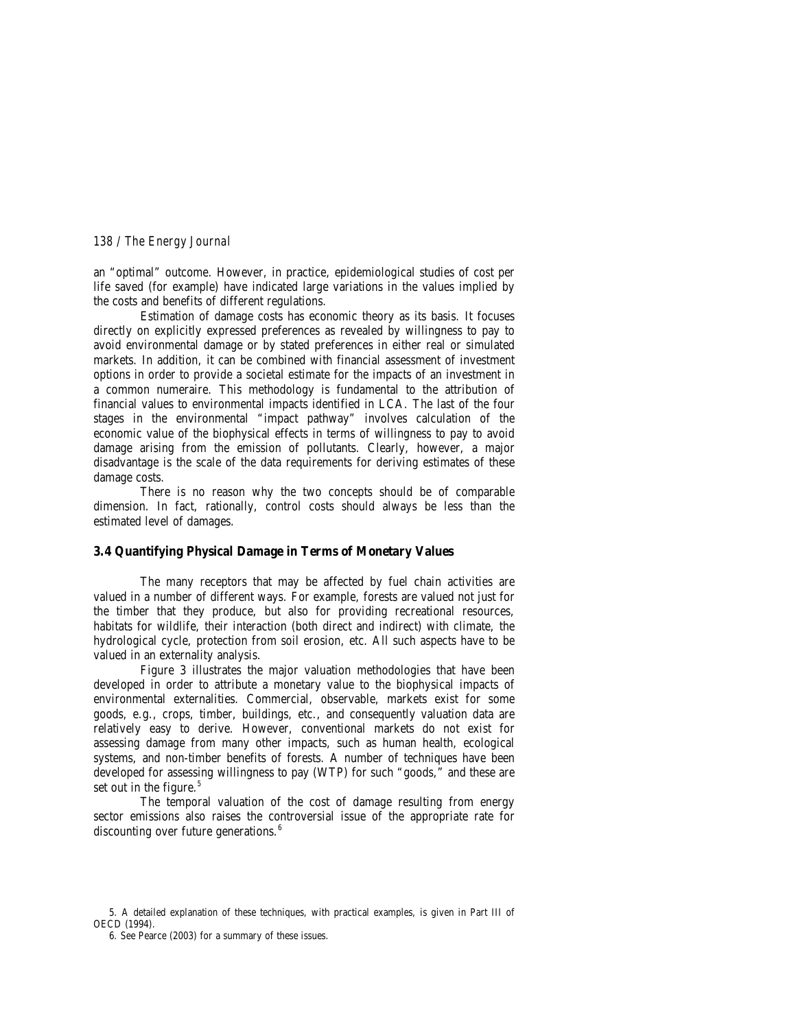an "optimal" outcome. However, in practice, epidemiological studies of cost per life saved (for example) have indicated large variations in the values implied by the costs and benefits of different regulations.

Estimation of damage costs has economic theory as its basis. It focuses directly on explicitly expressed preferences as revealed by willingness to pay to avoid environmental damage or by stated preferences in either real or simulated markets. In addition, it can be combined with financial assessment of investment options in order to provide a societal estimate for the impacts of an investment in a common numeraire. This methodology is fundamental to the attribution of financial values to environmental impacts identified in LCA. The last of the four stages in the environmental "impact pathway" involves calculation of the economic value of the biophysical effects in terms of willingness to pay to avoid damage arising from the emission of pollutants. Clearly, however, a major disadvantage is the scale of the data requirements for deriving estimates of these damage costs.

There is no reason why the two concepts should be of comparable dimension. In fact, rationally, control costs should always be less than the estimated level of damages.

### 3.4 Quantifying Physical Damage in Terms of Monetary Values

The many receptors that may be affected by fuel chain activities are valued in a number of different ways. For example, forests are valued not just for the timber that they produce, but also for providing recreational resources, habitats for wildlife, their interaction (both direct and indirect) with climate, the hydrological cycle, protection from soil erosion, etc. All such aspects have to be valued in an externality analysis.

Figure 3 illustrates the major valuation methodologies that have been developed in order to attribute a monetary value to the biophysical impacts of environmental externalities. Commercial, observable, markets exist for some goods, e.g., crops, timber, buildings, etc., and consequently valuation data are relatively easy to derive. However, conventional markets do not exist for assessing damage from many other impacts, such as human health, ecological systems, and non-timber benefits of forests. A number of techniques have been developed for assessing willingness to pay (WTP) for such "goods," and these are set out in the figure.[5]

The temporal valuation of the cost of damage resulting from energy sector emissions also raises the controversial issue of the appropriate rate for discounting over future generations.[6]

5. A detailed explanation of these techniques, with practical examples, is given in Part III of OECD (1994).

6. See Pearce (2003) for a summary of these issues.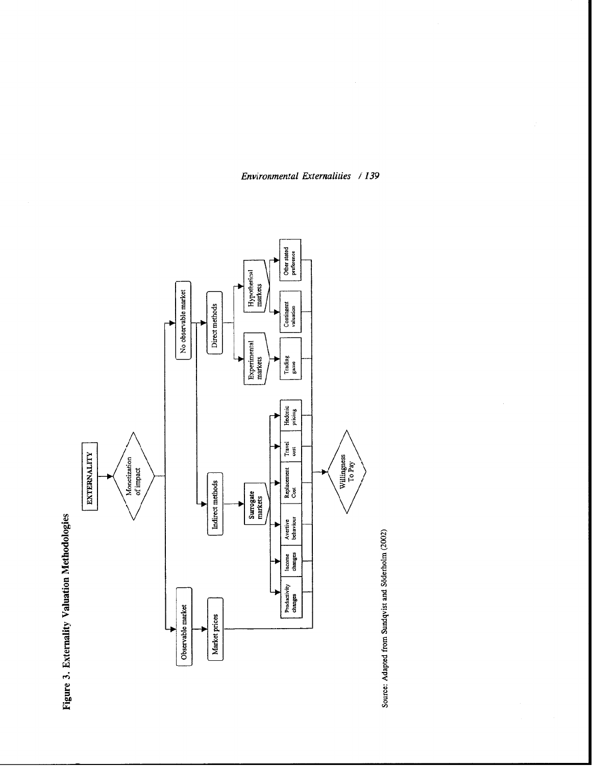**Figure 3. Externality Valuation Methodologies**

- EXTERNALITY
  - Monetization of impact
    - Observable market
      - Market prices → Willingness To Pay
    - No observable market
      - Indirect methods
        - Surrogate markets
          - Productivity changes
          - Income changes
          - Avertive behaviour
          - Replacement Cost
          - Travel cost
          - Hedonic pricing
          - → Willingness To Pay
      - Direct methods
        - Experimental markets
          - Trading game
        - Hypothetical markets
          - Contingent valuation
          - Other stated preference
        - → Willingness To Pay

Source: Adapted from Sundqvist and Söderholm (2002)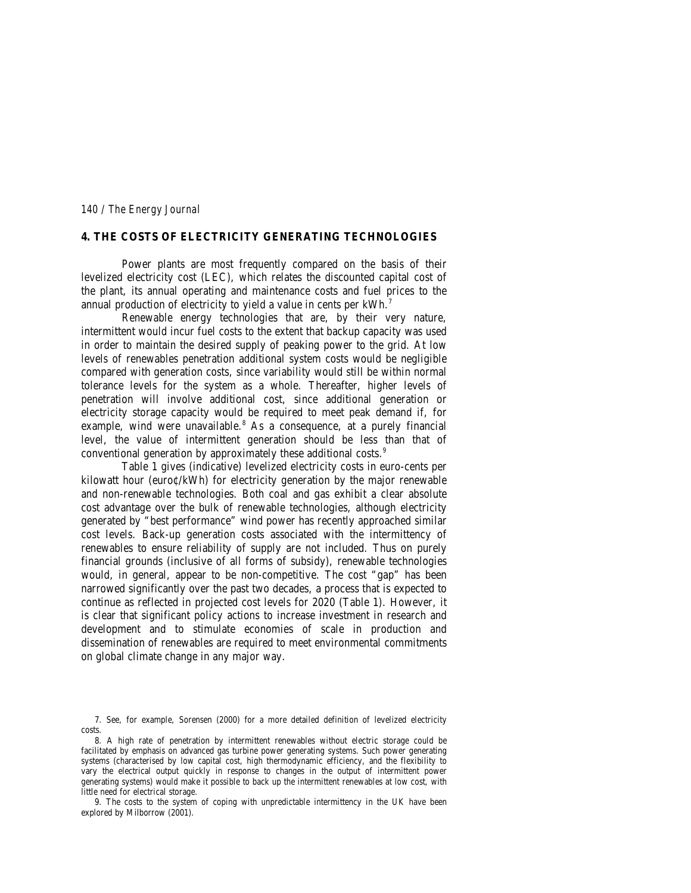## 4. THE COSTS OF ELECTRICITY GENERATING TECHNOLOGIES

Power plants are most frequently compared on the basis of their levelized electricity cost (LEC), which relates the discounted capital cost of the plant, its annual operating and maintenance costs and fuel prices to the annual production of electricity to yield a value in cents per kWh.[7]

Renewable energy technologies that are, by their very nature, intermittent would incur fuel costs to the extent that backup capacity was used in order to maintain the desired supply of peaking power to the grid. At low levels of renewables penetration additional system costs would be negligible compared with generation costs, since variability would still be within normal tolerance levels for the system as a whole. Thereafter, higher levels of penetration will involve additional cost, since additional generation or electricity storage capacity would be required to meet peak demand if, for example, wind were unavailable.[8] As a consequence, at a purely financial level, the value of intermittent generation should be less than that of conventional generation by approximately these additional costs.[9]

Table 1 gives (indicative) levelized electricity costs in euro-cents per kilowatt hour (euro¢/kWh) for electricity generation by the major renewable and non-renewable technologies. Both coal and gas exhibit a clear absolute cost advantage over the bulk of renewable technologies, although electricity generated by "best performance" wind power has recently approached similar cost levels. Back-up generation costs associated with the intermittency of renewables to ensure reliability of supply are not included. Thus on purely financial grounds (inclusive of all forms of subsidy), renewable technologies would, in general, appear to be non-competitive. The cost "gap" has been narrowed significantly over the past two decades, a process that is expected to continue as reflected in projected cost levels for 2020 (Table 1). However, it is clear that significant policy actions to increase investment in research and development and to stimulate economies of scale in production and dissemination of renewables are required to meet environmental commitments on global climate change in any major way.

7. See, for example, Sorensen (2000) for a more detailed definition of levelized electricity costs.

8. A high rate of penetration by intermittent renewables without electric storage could be facilitated by emphasis on advanced gas turbine power generating systems. Such power generating systems (characterised by low capital cost, high thermodynamic efficiency, and the flexibility to vary the electrical output quickly in response to changes in the output of intermittent power generating systems) would make it possible to back up the intermittent renewables at low cost, with little need for electrical storage.

9. The costs to the system of coping with unpredictable intermittency in the UK have been explored by Milborrow (2001).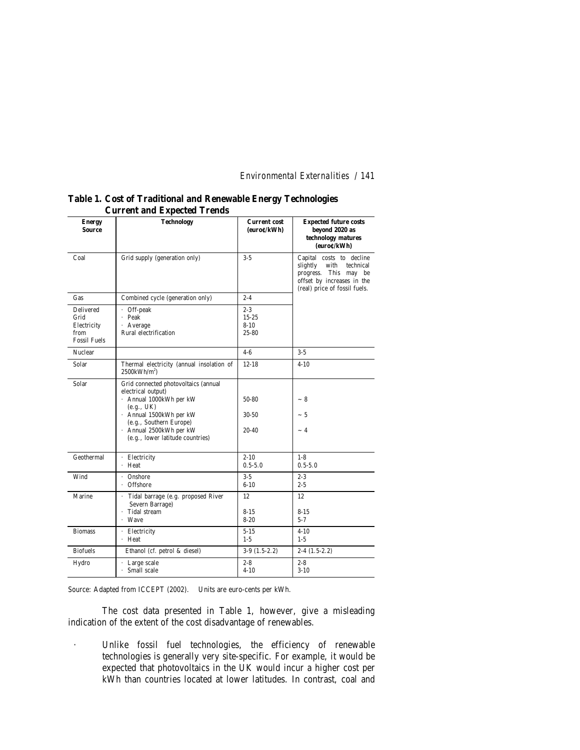**Table 1. Cost of Traditional and Renewable Energy Technologies Current and Expected Trends**

| Energy Source | Technology | Current cost (euro¢/kWh) | Expected future costs beyond 2020 as technology matures (euro¢/kWh) |
|---|---|---|---|
| Coal | Grid supply (generation only) | 3-5 | Capital costs to decline slightly with technical progress. This may be offset by increases in the (real) price of fossil fuels. |
| Gas | Combined cycle (generation only) | 2-4 | |
| Delivered Grid Electricity from Fossil Fuels | · Off-peak<br>· Peak<br>· Average<br>Rural electrification | 2-3<br>15-25<br>8-10<br>25-80 | |
| Nuclear | | 4-6 | 3-5 |
| Solar | Thermal electricity (annual insolation of 2500kWh/m$^2$) | 12-18 | 4-10 |
| Solar | Grid connected photovoltaics (annual electrical output)<br>· Annual 1000kWh per kW (e.g., UK)<br>· Annual 1500kWh per kW (e.g., Southern Europe)<br>· Annual 2500kWh per kW (e.g., lower latitude countries) | <br>50-80<br>30-50<br>20-40 | <br>~ 8<br>~ 5<br>~ 4 |
| Geothermal | · Electricity<br>· Heat | 2-10<br>0.5-5.0 | 1-8<br>0.5-5.0 |
| Wind | · Onshore<br>· Offshore | 3-5<br>6-10 | 2-3<br>2-5 |
| Marine | · Tidal barrage (e.g. proposed River Severn Barrage)<br>· Tidal stream<br>· Wave | 12<br>8-15<br>8-20 | 12<br>8-15<br>5-7 |
| Biomass | · Electricity<br>· Heat | 5-15<br>1-5 | 4-10<br>1-5 |
| Biofuels | Ethanol (cf. petrol & diesel) | 3-9 (1.5-2.2) | 2-4 (1.5-2.2) |
| Hydro | · Large scale<br>· Small scale | 2-8<br>4-10 | 2-8<br>3-10 |

Source: Adapted from ICCEPT (2002). Units are euro-cents per kWh.

The cost data presented in Table 1, however, give a misleading indication of the extent of the cost disadvantage of renewables.

- Unlike fossil fuel technologies, the efficiency of renewable technologies is generally very site-specific. For example, it would be expected that photovoltaics in the UK would incur a higher cost per kWh than countries located at lower latitudes. In contrast, coal and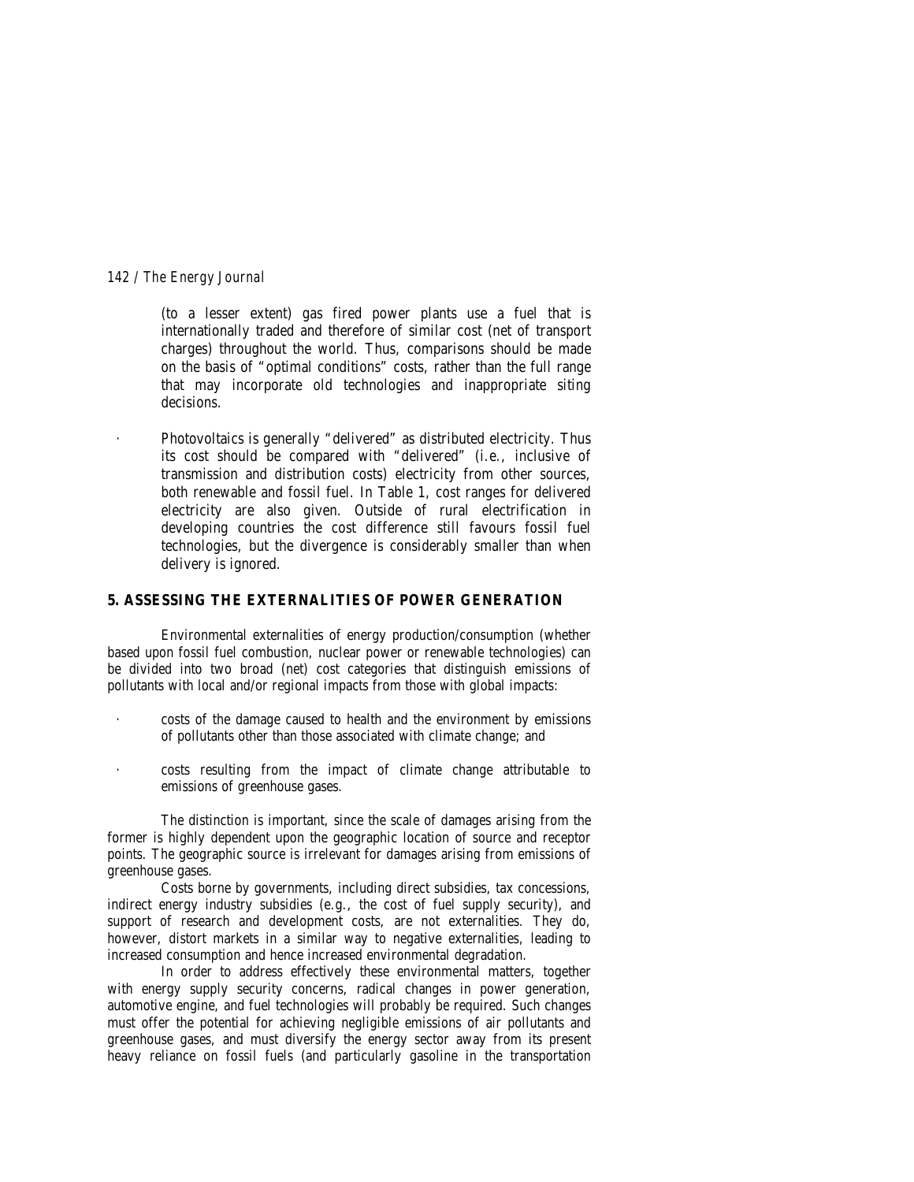(to a lesser extent) gas fired power plants use a fuel that is internationally traded and therefore of similar cost (net of transport charges) throughout the world. Thus, comparisons should be made on the basis of "optimal conditions" costs, rather than the full range that may incorporate old technologies and inappropriate siting decisions.

- Photovoltaics is generally "delivered" as distributed electricity. Thus its cost should be compared with "delivered" (i.e., inclusive of transmission and distribution costs) electricity from other sources, both renewable and fossil fuel. In Table 1, cost ranges for delivered electricity are also given. Outside of rural electrification in developing countries the cost difference still favours fossil fuel technologies, but the divergence is considerably smaller than when delivery is ignored.

## 5. ASSESSING THE EXTERNALITIES OF POWER GENERATION

Environmental externalities of energy production/consumption (whether based upon fossil fuel combustion, nuclear power or renewable technologies) can be divided into two broad (net) cost categories that distinguish emissions of pollutants with local and/or regional impacts from those with global impacts:

- costs of the damage caused to health and the environment by emissions of pollutants other than those associated with climate change; and
- costs resulting from the impact of climate change attributable to emissions of greenhouse gases.

The distinction is important, since the scale of damages arising from the former is highly dependent upon the geographic location of source and receptor points. The geographic source is irrelevant for damages arising from emissions of greenhouse gases.

Costs borne by governments, including direct subsidies, tax concessions, indirect energy industry subsidies (e.g., the cost of fuel supply security), and support of research and development costs, are not externalities. They do, however, distort markets in a similar way to negative externalities, leading to increased consumption and hence increased environmental degradation.

In order to address effectively these environmental matters, together with energy supply security concerns, radical changes in power generation, automotive engine, and fuel technologies will probably be required. Such changes must offer the potential for achieving negligible emissions of air pollutants and greenhouse gases, and must diversify the energy sector away from its present heavy reliance on fossil fuels (and particularly gasoline in the transportation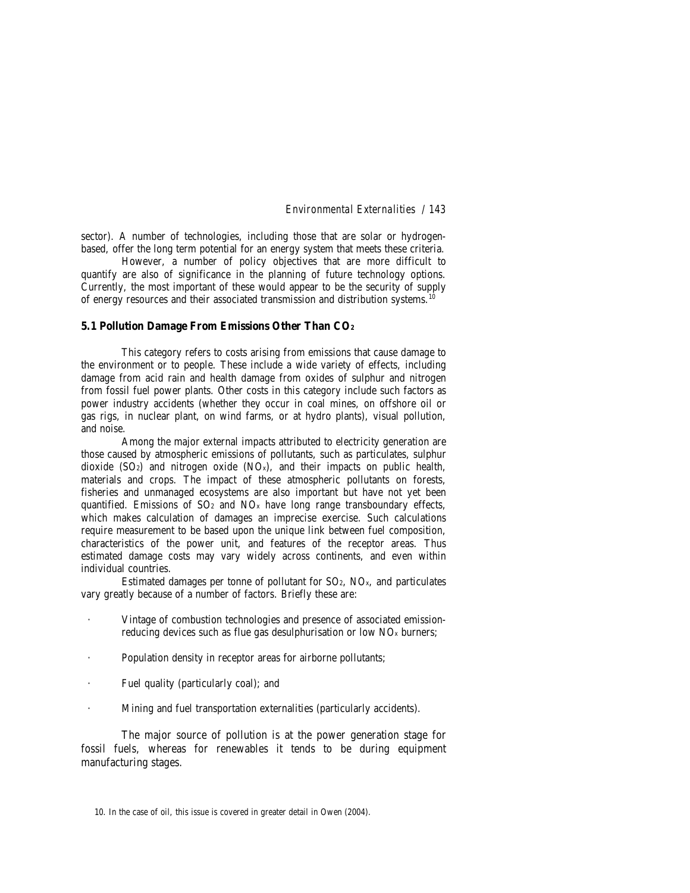sector). A number of technologies, including those that are solar or hydrogen-based, offer the long term potential for an energy system that meets these criteria.

However, a number of policy objectives that are more difficult to quantify are also of significance in the planning of future technology options. Currently, the most important of these would appear to be the security of supply of energy resources and their associated transmission and distribution systems.[10]

### 5.1 Pollution Damage From Emissions Other Than $CO_2$

This category refers to costs arising from emissions that cause damage to the environment or to people. These include a wide variety of effects, including damage from acid rain and health damage from oxides of sulphur and nitrogen from fossil fuel power plants. Other costs in this category include such factors as power industry accidents (whether they occur in coal mines, on offshore oil or gas rigs, in nuclear plant, on wind farms, or at hydro plants), visual pollution, and noise.

Among the major external impacts attributed to electricity generation are those caused by atmospheric emissions of pollutants, such as particulates, sulphur dioxide ($SO_2$) and nitrogen oxide ($NO_x$), and their impacts on public health, materials and crops. The impact of these atmospheric pollutants on forests, fisheries and unmanaged ecosystems are also important but have not yet been quantified. Emissions of $SO_2$ and $NO_x$ have long range transboundary effects, which makes calculation of damages an imprecise exercise. Such calculations require measurement to be based upon the unique link between fuel composition, characteristics of the power unit, and features of the receptor areas. Thus estimated damage costs may vary widely across continents, and even within individual countries.

Estimated damages per tonne of pollutant for $SO_2$, $NO_x$, and particulates vary greatly because of a number of factors. Briefly these are:

- Vintage of combustion technologies and presence of associated emission-reducing devices such as flue gas desulphurisation or low $NO_x$ burners;
- Population density in receptor areas for airborne pollutants;
- Fuel quality (particularly coal); and
- Mining and fuel transportation externalities (particularly accidents).

The major source of pollution is at the power generation stage for fossil fuels, whereas for renewables it tends to be during equipment manufacturing stages.

10. In the case of oil, this issue is covered in greater detail in Owen (2004).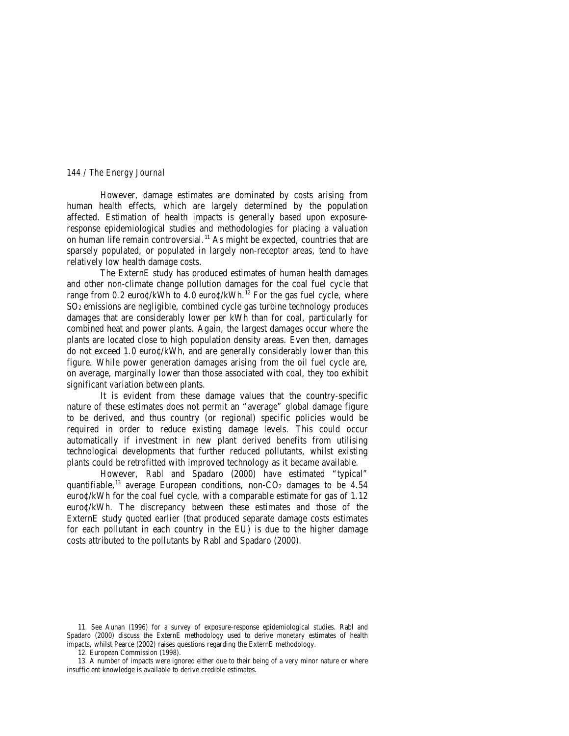However, damage estimates are dominated by costs arising from human health effects, which are largely determined by the population affected. Estimation of health impacts is generally based upon exposure-response epidemiological studies and methodologies for placing a valuation on human life remain controversial.[11] As might be expected, countries that are sparsely populated, or populated in largely non-receptor areas, tend to have relatively low health damage costs.

The ExternE study has produced estimates of human health damages and other non-climate change pollution damages for the coal fuel cycle that range from 0.2 euro¢/kWh to 4.0 euro¢/kWh.[12] For the gas fuel cycle, where $SO_2$ emissions are negligible, combined cycle gas turbine technology produces damages that are considerably lower per kWh than for coal, particularly for combined heat and power plants. Again, the largest damages occur where the plants are located close to high population density areas. Even then, damages do not exceed 1.0 euro¢/kWh, and are generally considerably lower than this figure. While power generation damages arising from the oil fuel cycle are, on average, marginally lower than those associated with coal, they too exhibit significant variation between plants.

It is evident from these damage values that the country-specific nature of these estimates does not permit an "average" global damage figure to be derived, and thus country (or regional) specific policies would be required in order to reduce existing damage levels. This could occur automatically if investment in new plant derived benefits from utilising technological developments that further reduced pollutants, whilst existing plants could be retrofitted with improved technology as it became available.

However, Rabl and Spadaro (2000) have estimated "typical" quantifiable,[13] average European conditions, non-$CO_2$ damages to be 4.54 euro¢/kWh for the coal fuel cycle, with a comparable estimate for gas of 1.12 euro¢/kWh. The discrepancy between these estimates and those of the ExternE study quoted earlier (that produced separate damage costs estimates for each pollutant in each country in the EU) is due to the higher damage costs attributed to the pollutants by Rabl and Spadaro (2000).

11. See Aunan (1996) for a survey of exposure-response epidemiological studies. Rabl and Spadaro (2000) discuss the ExternE methodology used to derive monetary estimates of health impacts, whilst Pearce (2002) raises questions regarding the ExternE methodology.

12. European Commission (1998).

13. A number of impacts were ignored either due to their being of a very minor nature or where insufficient knowledge is available to derive credible estimates.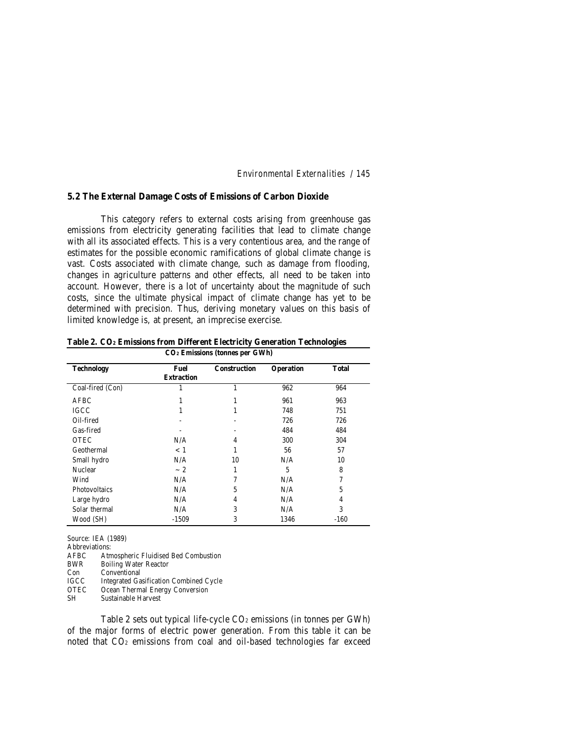## 5.2 The External Damage Costs of Emissions of Carbon Dioxide

This category refers to external costs arising from greenhouse gas emissions from electricity generating facilities that lead to climate change with all its associated effects. This is a very contentious area, and the range of estimates for the possible economic ramifications of global climate change is vast. Costs associated with climate change, such as damage from flooding, changes in agriculture patterns and other effects, all need to be taken into account. However, there is a lot of uncertainty about the magnitude of such costs, since the ultimate physical impact of climate change has yet to be determined with precision. Thus, deriving monetary values on this basis of limited knowledge is, at present, an imprecise exercise.

**Table 2. $CO_2$ Emissions from Different Electricity Generation Technologies**

| | $CO_2$ Emissions (tonnes per GWh) | | | |
|---|---|---|---|---|
| **Technology** | **Fuel Extraction** | **Construction** | **Operation** | **Total** |
| Coal-fired (Con) | 1 | 1 | 962 | 964 |
| AFBC | 1 | 1 | 961 | 963 |
| IGCC | 1 | 1 | 748 | 751 |
| Oil-fired | - | - | 726 | 726 |
| Gas-fired | - | - | 484 | 484 |
| OTEC | N/A | 4 | 300 | 304 |
| Geothermal | < 1 | 1 | 56 | 57 |
| Small hydro | N/A | 10 | N/A | 10 |
| Nuclear | ~ 2 | 1 | 5 | 8 |
| Wind | N/A | 7 | N/A | 7 |
| Photovoltaics | N/A | 5 | N/A | 5 |
| Large hydro | N/A | 4 | N/A | 4 |
| Solar thermal | N/A | 3 | N/A | 3 |
| Wood (SH) | -1509 | 3 | 1346 | -160 |

Source: IEA (1989)

Abbreviations:

AFBC Atmospheric Fluidised Bed Combustion
BWR Boiling Water Reactor
Con Conventional
IGCC Integrated Gasification Combined Cycle
OTEC Ocean Thermal Energy Conversion
SH Sustainable Harvest

Table 2 sets out typical life-cycle $CO_2$ emissions (in tonnes per GWh) of the major forms of electric power generation. From this table it can be noted that $CO_2$ emissions from coal and oil-based technologies far exceed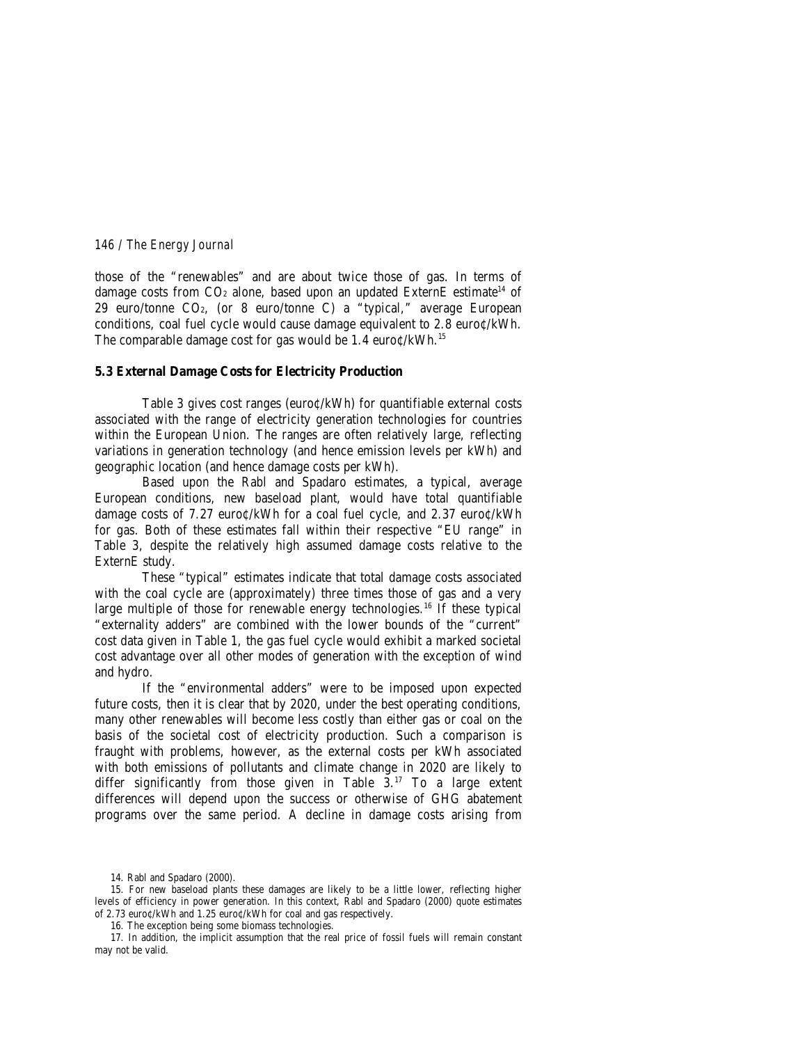those of the "renewables" and are about twice those of gas. In terms of damage costs from $CO_2$ alone, based upon an updated ExternE estimate[14] of 29 euro/tonne $CO_2$, (or 8 euro/tonne C) a "typical," average European conditions, coal fuel cycle would cause damage equivalent to 2.8 euro¢/kWh. The comparable damage cost for gas would be 1.4 euro¢/kWh.[15]

### 5.3 External Damage Costs for Electricity Production

Table 3 gives cost ranges (euro¢/kWh) for quantifiable external costs associated with the range of electricity generation technologies for countries within the European Union. The ranges are often relatively large, reflecting variations in generation technology (and hence emission levels per kWh) and geographic location (and hence damage costs per kWh).

Based upon the Rabl and Spadaro estimates, a typical, average European conditions, new baseload plant, would have total quantifiable damage costs of 7.27 euro¢/kWh for a coal fuel cycle, and 2.37 euro¢/kWh for gas. Both of these estimates fall within their respective "EU range" in Table 3, despite the relatively high assumed damage costs relative to the ExternE study.

These "typical" estimates indicate that total damage costs associated with the coal cycle are (approximately) three times those of gas and a very large multiple of those for renewable energy technologies.[16] If these typical "externality adders" are combined with the lower bounds of the "current" cost data given in Table 1, the gas fuel cycle would exhibit a marked societal cost advantage over all other modes of generation with the exception of wind and hydro.

If the "environmental adders" were to be imposed upon expected future costs, then it is clear that by 2020, under the best operating conditions, many other renewables will become less costly than either gas or coal on the basis of the societal cost of electricity production. Such a comparison is fraught with problems, however, as the external costs per kWh associated with both emissions of pollutants and climate change in 2020 are likely to differ significantly from those given in Table 3.[17] To a large extent differences will depend upon the success or otherwise of GHG abatement programs over the same period. A decline in damage costs arising from

---

14. Rabl and Spadaro (2000).

15. For new baseload plants these damages are likely to be a little lower, reflecting higher levels of efficiency in power generation. In this context, Rabl and Spadaro (2000) quote estimates of 2.73 euro¢/kWh and 1.25 euro¢/kWh for coal and gas respectively.

16. The exception being some biomass technologies.

17. In addition, the implicit assumption that the real price of fossil fuels will remain constant may not be valid.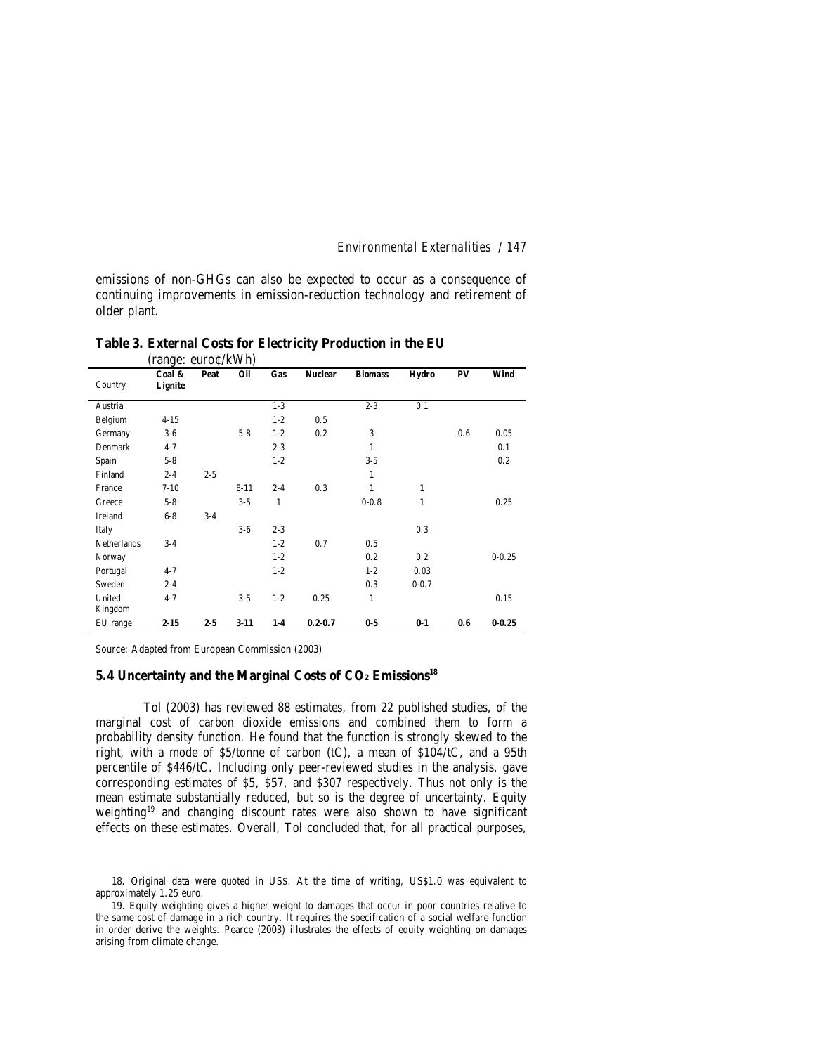emissions of non-GHGs can also be expected to occur as a consequence of continuing improvements in emission-reduction technology and retirement of older plant.

**Table 3. External Costs for Electricity Production in the EU**
(range: euro¢/kWh)

| Country | Coal & Lignite | Peat | Oil | Gas | Nuclear | Biomass | Hydro | PV | Wind |
|---|---|---|---|---|---|---|---|---|---|
| Austria | | | | 1-3 | | 2-3 | 0.1 | | |
| Belgium | 4-15 | | | 1-2 | 0.5 | | | | |
| Germany | 3-6 | | 5-8 | 1-2 | 0.2 | 3 | | 0.6 | 0.05 |
| Denmark | 4-7 | | | 2-3 | | 1 | | | 0.1 |
| Spain | 5-8 | | | 1-2 | | 3-5 | | | 0.2 |
| Finland | 2-4 | 2-5 | | | | 1 | | | |
| France | 7-10 | | 8-11 | 2-4 | 0.3 | 1 | 1 | | |
| Greece | 5-8 | | 3-5 | 1 | | 0-0.8 | 1 | | 0.25 |
| Ireland | 6-8 | 3-4 | | | | | | | |
| Italy | | | 3-6 | 2-3 | | | 0.3 | | |
| Netherlands | 3-4 | | | 1-2 | 0.7 | 0.5 | | | |
| Norway | | | | 1-2 | | 0.2 | 0.2 | | 0-0.25 |
| Portugal | 4-7 | | | 1-2 | | 1-2 | 0.03 | | |
| Sweden | 2-4 | | | | | 0.3 | 0-0.7 | | |
| United Kingdom | 4-7 | | 3-5 | 1-2 | 0.25 | 1 | | | 0.15 |
| EU range | **2-15** | **2-5** | **3-11** | **1-4** | **0.2-0.7** | **0-5** | **0-1** | **0.6** | **0-0.25** |

Source: Adapted from European Commission (2003)

### 5.4 Uncertainty and the Marginal Costs of $CO_2$ Emissions[18]

Tol (2003) has reviewed 88 estimates, from 22 published studies, of the marginal cost of carbon dioxide emissions and combined them to form a probability density function. He found that the function is strongly skewed to the right, with a mode of \$5/tonne of carbon (tC), a mean of \$104/tC, and a 95th percentile of \$446/tC. Including only peer-reviewed studies in the analysis, gave corresponding estimates of \$5, \$57, and \$307 respectively. Thus not only is the mean estimate substantially reduced, but so is the degree of uncertainty. Equity weighting[19] and changing discount rates were also shown to have significant effects on these estimates. Overall, Tol concluded that, for all practical purposes,

18. Original data were quoted in US\$. At the time of writing, US\$1.0 was equivalent to approximately 1.25 euro.

19. Equity weighting gives a higher weight to damages that occur in poor countries relative to the same cost of damage in a rich country. It requires the specification of a social welfare function in order derive the weights. Pearce (2003) illustrates the effects of equity weighting on damages arising from climate change.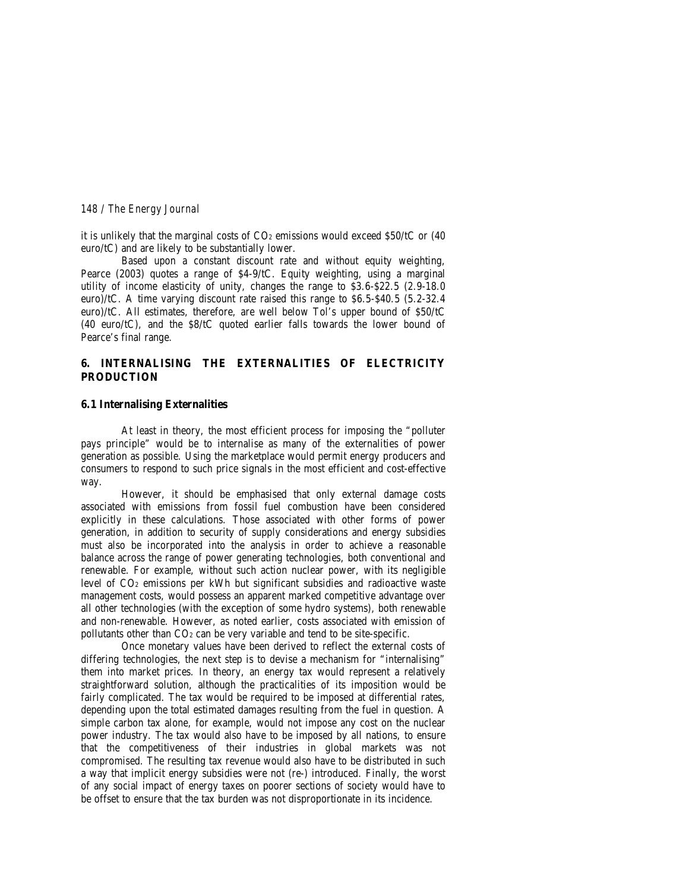it is unlikely that the marginal costs of $CO_2$ emissions would exceed \$50/tC or (40 euro/tC) and are likely to be substantially lower.

Based upon a constant discount rate and without equity weighting, Pearce (2003) quotes a range of \$4-9/tC. Equity weighting, using a marginal utility of income elasticity of unity, changes the range to \$3.6-\$22.5 (2.9-18.0 euro)/tC. A time varying discount rate raised this range to \$6.5-\$40.5 (5.2-32.4 euro)/tC. All estimates, therefore, are well below Tol's upper bound of \$50/tC (40 euro/tC), and the \$8/tC quoted earlier falls towards the lower bound of Pearce's final range.

## 6. INTERNALISING THE EXTERNALITIES OF ELECTRICITY PRODUCTION

### 6.1 Internalising Externalities

At least in theory, the most efficient process for imposing the "polluter pays principle" would be to internalise as many of the externalities of power generation as possible. Using the marketplace would permit energy producers and consumers to respond to such price signals in the most efficient and cost-effective way.

However, it should be emphasised that only external damage costs associated with emissions from fossil fuel combustion have been considered explicitly in these calculations. Those associated with other forms of power generation, in addition to security of supply considerations and energy subsidies must also be incorporated into the analysis in order to achieve a reasonable balance across the range of power generating technologies, both conventional and renewable. For example, without such action nuclear power, with its negligible level of $CO_2$ emissions per kWh but significant subsidies and radioactive waste management costs, would possess an apparent marked competitive advantage over all other technologies (with the exception of some hydro systems), both renewable and non-renewable. However, as noted earlier, costs associated with emission of pollutants other than $CO_2$ can be very variable and tend to be site-specific.

Once monetary values have been derived to reflect the external costs of differing technologies, the next step is to devise a mechanism for "internalising" them into market prices. In theory, an energy tax would represent a relatively straightforward solution, although the practicalities of its imposition would be fairly complicated. The tax would be required to be imposed at differential rates, depending upon the total estimated damages resulting from the fuel in question. A simple carbon tax alone, for example, would not impose any cost on the nuclear power industry. The tax would also have to be imposed by all nations, to ensure that the competitiveness of their industries in global markets was not compromised. The resulting tax revenue would also have to be distributed in such a way that implicit energy subsidies were not (re-) introduced. Finally, the worst of any social impact of energy taxes on poorer sections of society would have to be offset to ensure that the tax burden was not disproportionate in its incidence.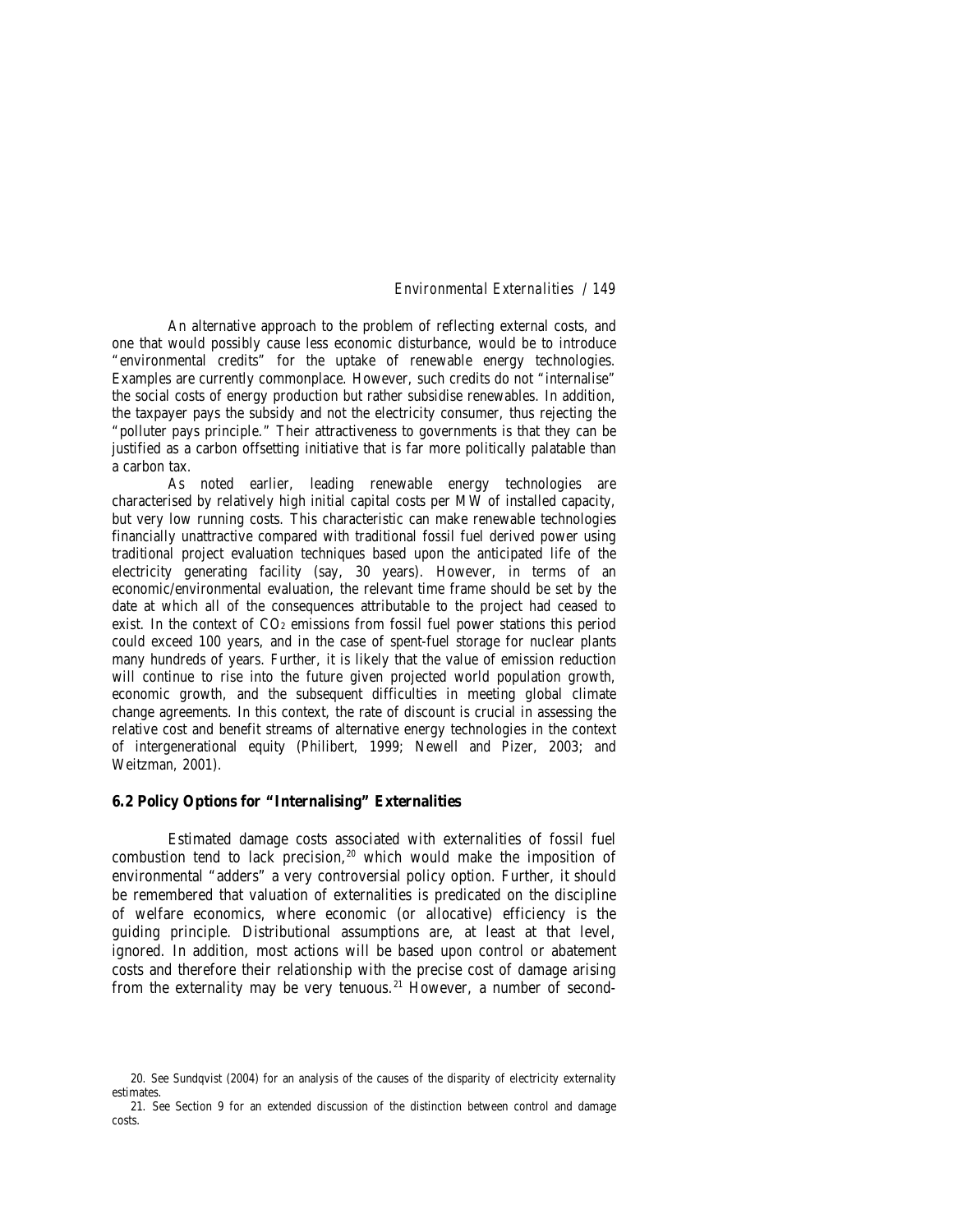An alternative approach to the problem of reflecting external costs, and one that would possibly cause less economic disturbance, would be to introduce "environmental credits" for the uptake of renewable energy technologies. Examples are currently commonplace. However, such credits do not "internalise" the social costs of energy production but rather subsidise renewables. In addition, the taxpayer pays the subsidy and not the electricity consumer, thus rejecting the "polluter pays principle." Their attractiveness to governments is that they can be justified as a carbon offsetting initiative that is far more politically palatable than a carbon tax.

As noted earlier, leading renewable energy technologies are characterised by relatively high initial capital costs per MW of installed capacity, but very low running costs. This characteristic can make renewable technologies financially unattractive compared with traditional fossil fuel derived power using traditional project evaluation techniques based upon the anticipated life of the electricity generating facility (say, 30 years). However, in terms of an economic/environmental evaluation, the relevant time frame should be set by the date at which all of the consequences attributable to the project had ceased to exist. In the context of $CO_2$ emissions from fossil fuel power stations this period could exceed 100 years, and in the case of spent-fuel storage for nuclear plants many hundreds of years. Further, it is likely that the value of emission reduction will continue to rise into the future given projected world population growth, economic growth, and the subsequent difficulties in meeting global climate change agreements. In this context, the rate of discount is crucial in assessing the relative cost and benefit streams of alternative energy technologies in the context of intergenerational equity (Philibert, 1999; Newell and Pizer, 2003; and Weitzman, 2001).

### 6.2 Policy Options for "Internalising" Externalities

Estimated damage costs associated with externalities of fossil fuel combustion tend to lack precision,[20] which would make the imposition of environmental "adders" a very controversial policy option. Further, it should be remembered that valuation of externalities is predicated on the discipline of welfare economics, where economic (or allocative) efficiency is the guiding principle. Distributional assumptions are, at least at that level, ignored. In addition, most actions will be based upon control or abatement costs and therefore their relationship with the precise cost of damage arising from the externality may be very tenuous.[21] However, a number of second-

20. See Sundqvist (2004) for an analysis of the causes of the disparity of electricity externality estimates.

21. See Section 9 for an extended discussion of the distinction between control and damage costs.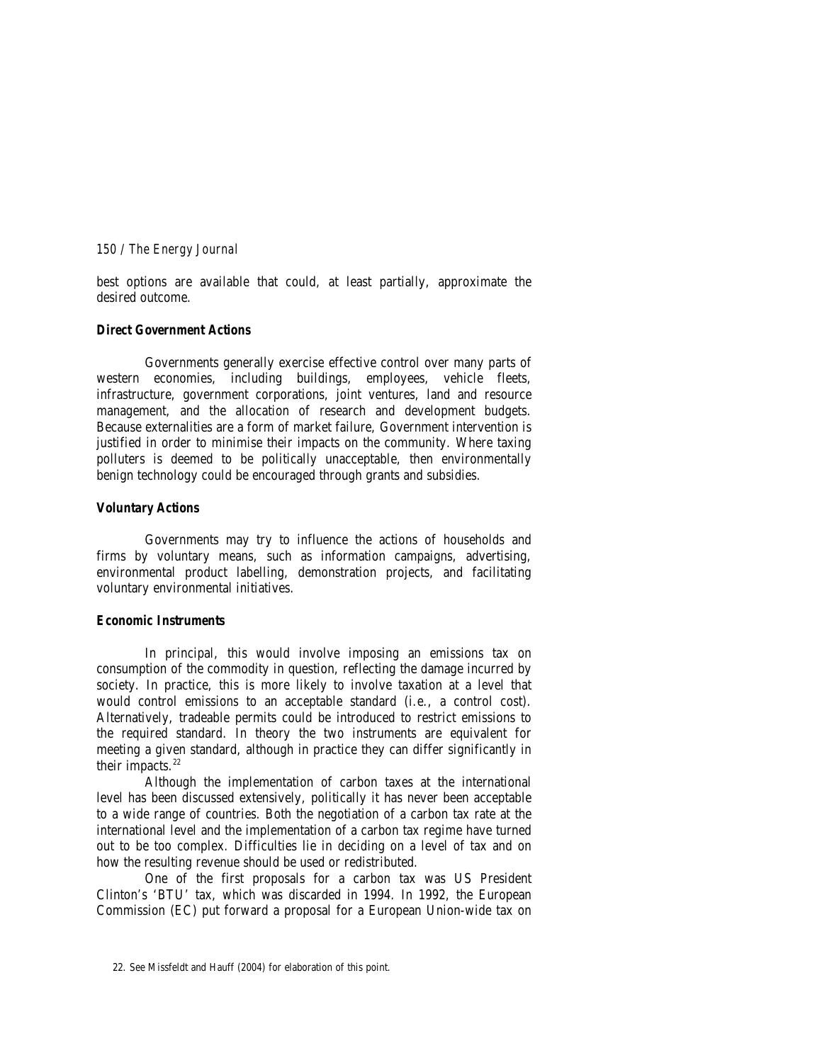best options are available that could, at least partially, approximate the desired outcome.

### Direct Government Actions

Governments generally exercise effective control over many parts of western economies, including buildings, employees, vehicle fleets, infrastructure, government corporations, joint ventures, land and resource management, and the allocation of research and development budgets. Because externalities are a form of market failure, Government intervention is justified in order to minimise their impacts on the community. Where taxing polluters is deemed to be politically unacceptable, then environmentally benign technology could be encouraged through grants and subsidies.

### Voluntary Actions

Governments may try to influence the actions of households and firms by voluntary means, such as information campaigns, advertising, environmental product labelling, demonstration projects, and facilitating voluntary environmental initiatives.

### Economic Instruments

In principal, this would involve imposing an emissions tax on consumption of the commodity in question, reflecting the damage incurred by society. In practice, this is more likely to involve taxation at a level that would control emissions to an acceptable standard (i.e., a control cost). Alternatively, tradeable permits could be introduced to restrict emissions to the required standard. In theory the two instruments are equivalent for meeting a given standard, although in practice they can differ significantly in their impacts.[22]

Although the implementation of carbon taxes at the international level has been discussed extensively, politically it has never been acceptable to a wide range of countries. Both the negotiation of a carbon tax rate at the international level and the implementation of a carbon tax regime have turned out to be too complex. Difficulties lie in deciding on a level of tax and on how the resulting revenue should be used or redistributed.

One of the first proposals for a carbon tax was US President Clinton's 'BTU' tax, which was discarded in 1994. In 1992, the European Commission (EC) put forward a proposal for a European Union-wide tax on

22. See Missfeldt and Hauff (2004) for elaboration of this point.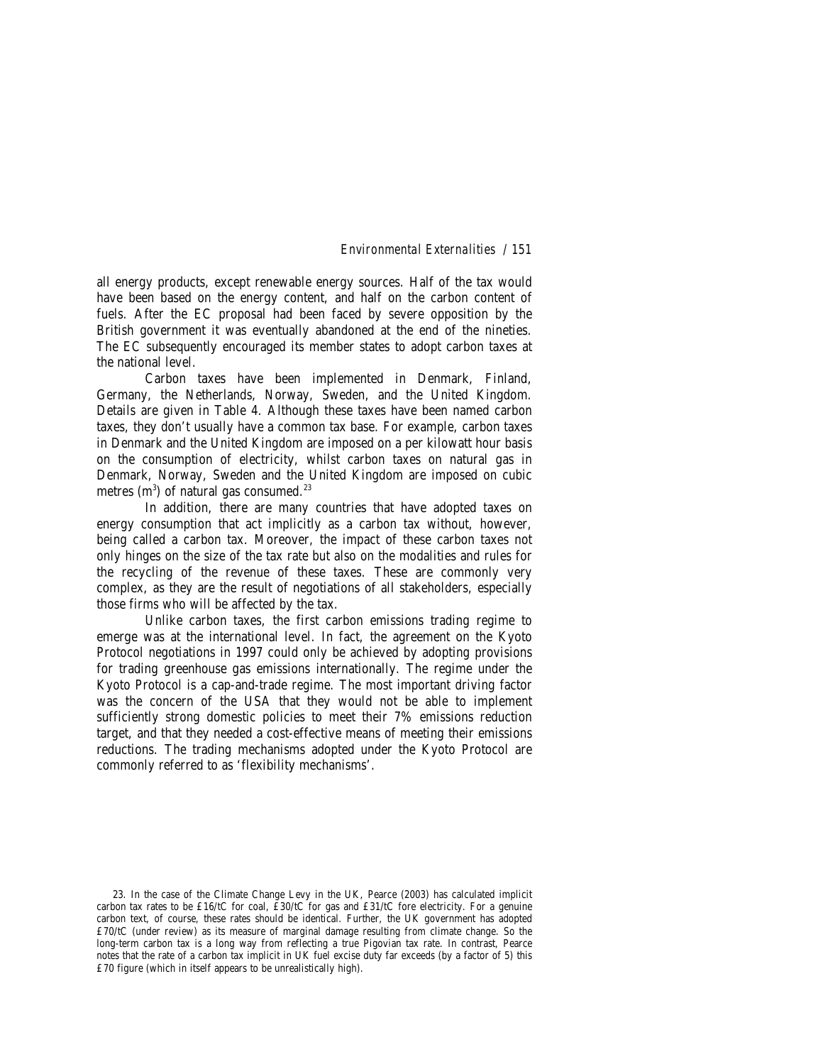all energy products, except renewable energy sources. Half of the tax would have been based on the energy content, and half on the carbon content of fuels. After the EC proposal had been faced by severe opposition by the British government it was eventually abandoned at the end of the nineties. The EC subsequently encouraged its member states to adopt carbon taxes at the national level.

Carbon taxes have been implemented in Denmark, Finland, Germany, the Netherlands, Norway, Sweden, and the United Kingdom. Details are given in Table 4. Although these taxes have been named carbon taxes, they don't usually have a common tax base. For example, carbon taxes in Denmark and the United Kingdom are imposed on a per kilowatt hour basis on the consumption of electricity, whilst carbon taxes on natural gas in Denmark, Norway, Sweden and the United Kingdom are imposed on cubic metres ($m^3$) of natural gas consumed.[23]

In addition, there are many countries that have adopted taxes on energy consumption that act implicitly as a carbon tax without, however, being called a carbon tax. Moreover, the impact of these carbon taxes not only hinges on the size of the tax rate but also on the modalities and rules for the recycling of the revenue of these taxes. These are commonly very complex, as they are the result of negotiations of all stakeholders, especially those firms who will be affected by the tax.

Unlike carbon taxes, the first carbon emissions trading regime to emerge was at the international level. In fact, the agreement on the Kyoto Protocol negotiations in 1997 could only be achieved by adopting provisions for trading greenhouse gas emissions internationally. The regime under the Kyoto Protocol is a cap-and-trade regime. The most important driving factor was the concern of the USA that they would not be able to implement sufficiently strong domestic policies to meet their 7% emissions reduction target, and that they needed a cost-effective means of meeting their emissions reductions. The trading mechanisms adopted under the Kyoto Protocol are commonly referred to as 'flexibility mechanisms'.

23. In the case of the Climate Change Levy in the UK, Pearce (2003) has calculated implicit carbon tax rates to be £16/tC for coal, £30/tC for gas and £31/tC fore electricity. For a genuine carbon text, of course, these rates should be identical. Further, the UK government has adopted £70/tC (under review) as its measure of marginal damage resulting from climate change. So the long-term carbon tax is a long way from reflecting a true Pigovian tax rate. In contrast, Pearce notes that the rate of a carbon tax implicit in UK fuel excise duty far exceeds (by a factor of 5) this £70 figure (which in itself appears to be unrealistically high).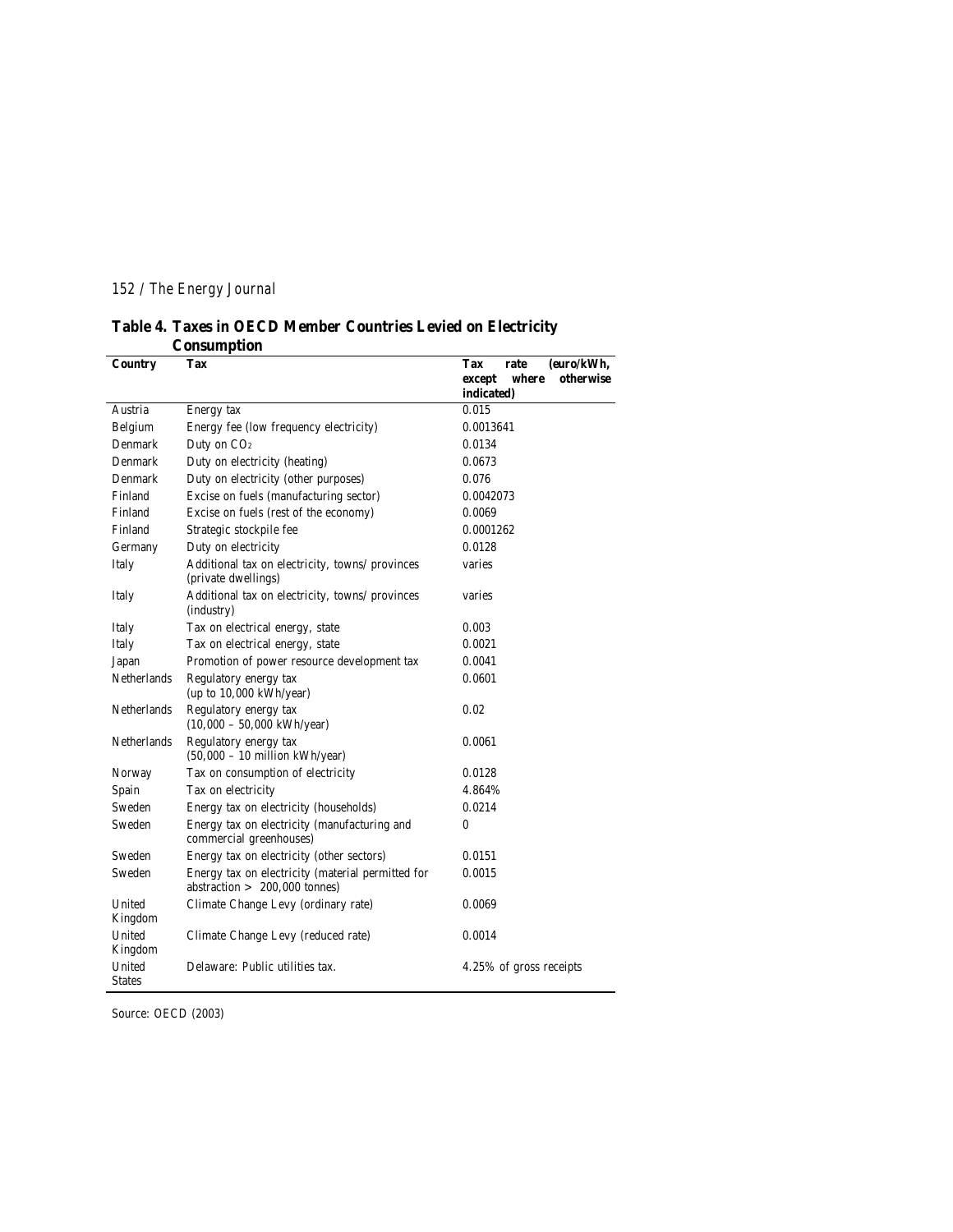**Table 4. Taxes in OECD Member Countries Levied on Electricity Consumption**

| Country | Tax | Tax rate (euro/kWh, except where otherwise indicated) |
|---|---|---|
| Austria | Energy tax | 0.015 |
| Belgium | Energy fee (low frequency electricity) | 0.0013641 |
| Denmark | Duty on $CO_2$ | 0.0134 |
| Denmark | Duty on electricity (heating) | 0.0673 |
| Denmark | Duty on electricity (other purposes) | 0.076 |
| Finland | Excise on fuels (manufacturing sector) | 0.0042073 |
| Finland | Excise on fuels (rest of the economy) | 0.0069 |
| Finland | Strategic stockpile fee | 0.0001262 |
| Germany | Duty on electricity | 0.0128 |
| Italy | Additional tax on electricity, towns/ provinces (private dwellings) | varies |
| Italy | Additional tax on electricity, towns/ provinces (industry) | varies |
| Italy | Tax on electrical energy, state | 0.003 |
| Italy | Tax on electrical energy, state | 0.0021 |
| Japan | Promotion of power resource development tax | 0.0041 |
| Netherlands | Regulatory energy tax (up to 10,000 kWh/year) | 0.0601 |
| Netherlands | Regulatory energy tax (10,000 – 50,000 kWh/year) | 0.02 |
| Netherlands | Regulatory energy tax (50,000 – 10 million kWh/year) | 0.0061 |
| Norway | Tax on consumption of electricity | 0.0128 |
| Spain | Tax on electricity | 4.864% |
| Sweden | Energy tax on electricity (households) | 0.0214 |
| Sweden | Energy tax on electricity (manufacturing and commercial greenhouses) | 0 |
| Sweden | Energy tax on electricity (other sectors) | 0.0151 |
| Sweden | Energy tax on electricity (material permitted for abstraction > 200,000 tonnes) | 0.0015 |
| United Kingdom | Climate Change Levy (ordinary rate) | 0.0069 |
| United Kingdom | Climate Change Levy (reduced rate) | 0.0014 |
| United States | Delaware: Public utilities tax. | 4.25% of gross receipts |

Source: OECD (2003)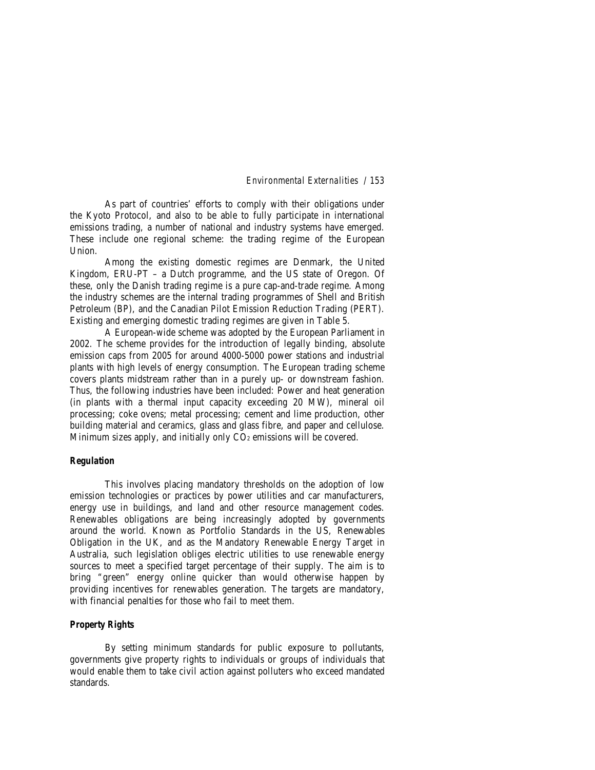As part of countries' efforts to comply with their obligations under the Kyoto Protocol, and also to be able to fully participate in international emissions trading, a number of national and industry systems have emerged. These include one regional scheme: the trading regime of the European Union.

Among the existing domestic regimes are Denmark, the United Kingdom, ERU-PT – a Dutch programme, and the US state of Oregon. Of these, only the Danish trading regime is a pure cap-and-trade regime. Among the industry schemes are the internal trading programmes of Shell and British Petroleum (BP), and the Canadian Pilot Emission Reduction Trading (PERT). Existing and emerging domestic trading regimes are given in Table 5.

A European-wide scheme was adopted by the European Parliament in 2002. The scheme provides for the introduction of legally binding, absolute emission caps from 2005 for around 4000-5000 power stations and industrial plants with high levels of energy consumption. The European trading scheme covers plants midstream rather than in a purely up- or downstream fashion. Thus, the following industries have been included: Power and heat generation (in plants with a thermal input capacity exceeding 20 MW), mineral oil processing; coke ovens; metal processing; cement and lime production, other building material and ceramics, glass and glass fibre, and paper and cellulose. Minimum sizes apply, and initially only $CO_2$ emissions will be covered.

### *Regulation*

This involves placing mandatory thresholds on the adoption of low emission technologies or practices by power utilities and car manufacturers, energy use in buildings, and land and other resource management codes. Renewables obligations are being increasingly adopted by governments around the world. Known as Portfolio Standards in the US, Renewables Obligation in the UK, and as the Mandatory Renewable Energy Target in Australia, such legislation obliges electric utilities to use renewable energy sources to meet a specified target percentage of their supply. The aim is to bring "green" energy online quicker than would otherwise happen by providing incentives for renewables generation. The targets are mandatory, with financial penalties for those who fail to meet them.

### *Property Rights*

By setting minimum standards for public exposure to pollutants, governments give property rights to individuals or groups of individuals that would enable them to take civil action against polluters who exceed mandated standards.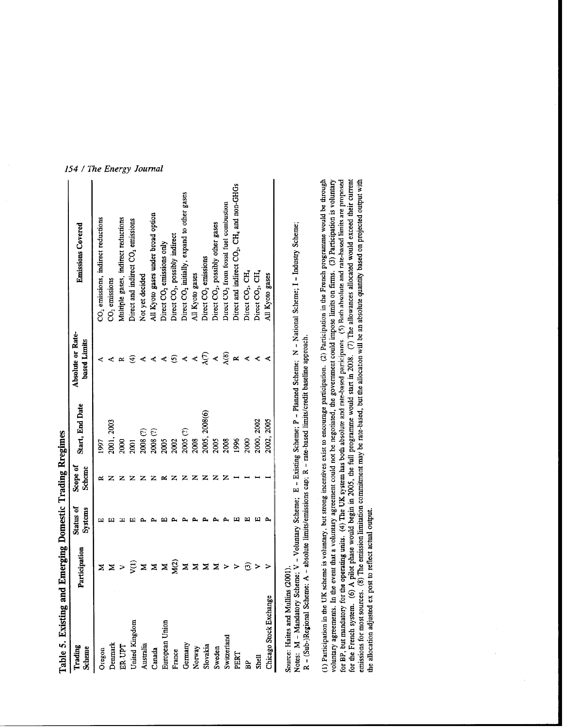## Table 5. Existing and Emerging Domestic Trading Rregimes

| Trading Scheme | Participation | Status of Systems | Scope of Scheme | Start, End Date | Absolute or Rate-based Limits | Emissions Covered |
|---|---|---|---|---|---|---|
| Oregon | M | E | R | 1997 | A | $CO_2$ emissions, indirect reductions |
| Denmark | M | E | N | 2001, 2003 | A | $CO_2$ emissions |
| ER UPT | V | E | N | 2000 | R | Multiple gases, indirect reductions |
| United Kingdom | V(1) | E | N | 2001 | (4) | Direct and indirect $CO_2$ emissions |
| Australia | M | P | N | 2008 (?) | A | Not yet decided |
| Canada | M | P | N | 2008 (?) | A | All Kyoto gases under broad option |
| European Union | M | E | R | 2005 | A | Direct $CO_2$ emissions only |
| France | M(2) | P | N | 2002 | (5) | Direct $CO_2$, possibly indirect |
| Germany | M | P | N | 2005 (?) | A | Direct $CO_2$ initially, expand to other gases |
| Norway | M | P | N | 2008 | A | All Kyoto gases |
| Slovakia | M | P | N | 2005, 2008(6) | A(7) | Direct $CO_2$ emissions |
| Sweden | M | P | N | 2005 | A | Direct $CO_2$, possibly other gases |
| Switzerland | V | P | N | 2008 | A(8) | Direct $CO_2$ from fossil fuel combustion |
| PERT | V | E | I | 1996 | R | Direct and indirect $CO_2$, $CH_4$ and non-GHGs |
| BP | (3) | E | I | 2000 | A | Direct $CO_2$, $CH_4$ |
| Shell | V | E | I | 2000, 2002 | A | Direct $CO_2$, $CH_4$ |
| Chicago Stock Exchange | V | P | I | 2002, 2005 | A | All Kyoto gases |

Source: Haites and Mullins (2001).

Notes: M – Mandatory Scheme; V – Voluntary Scheme; E – Existing Scheme; P – Planned Scheme; N – National Scheme; I – Industry Scheme; R – (Sub-)Regional Scheme; A – absolute limits/emissions cap; R – rate-based limits/credit baseline approach.

(1) Participation in the UK scheme is voluntary, but strong incentives exist to encourage participation. (2) Participation in the French programme would be through voluntary agreements. In the event that a voluntary agreement could not be negotiated, the government could impose limits on firms. (3) Participation is voluntary for BP, but mandatory for the operating units. (4) The UK system has both absolute and rate-based participants. (5) Both absolute and rate-based limits are proposed for the French system. (6) A pilot phase would begin in 2005, the full programme would start in 2008. (7) The allowances allocated would exceed their current emissions for most sources. (8) The emission limitation commitment may be rate-based, but the allocaton will be an absolute quantity based on projected output with the allocation adjusted ex post to reflect actual output.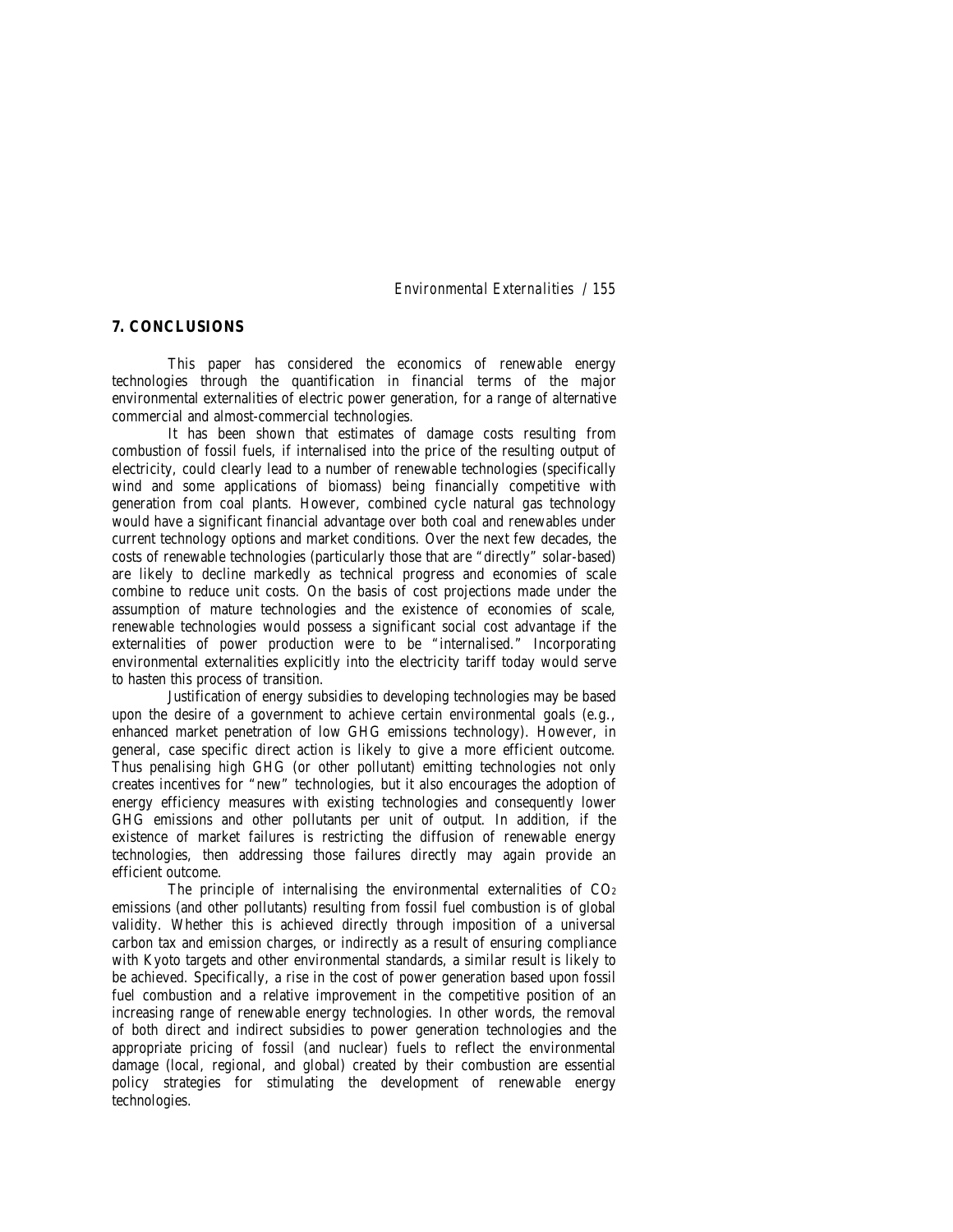## 7. CONCLUSIONS

This paper has considered the economics of renewable energy technologies through the quantification in financial terms of the major environmental externalities of electric power generation, for a range of alternative commercial and almost-commercial technologies.

It has been shown that estimates of damage costs resulting from combustion of fossil fuels, if internalised into the price of the resulting output of electricity, could clearly lead to a number of renewable technologies (specifically wind and some applications of biomass) being financially competitive with generation from coal plants. However, combined cycle natural gas technology would have a significant financial advantage over both coal and renewables under current technology options and market conditions. Over the next few decades, the costs of renewable technologies (particularly those that are "directly" solar-based) are likely to decline markedly as technical progress and economies of scale combine to reduce unit costs. On the basis of cost projections made under the assumption of mature technologies and the existence of economies of scale, renewable technologies would possess a significant social cost advantage if the externalities of power production were to be "internalised." Incorporating environmental externalities explicitly into the electricity tariff today would serve to hasten this process of transition.

Justification of energy subsidies to developing technologies may be based upon the desire of a government to achieve certain environmental goals (e.g., enhanced market penetration of low GHG emissions technology). However, in general, case specific direct action is likely to give a more efficient outcome. Thus penalising high GHG (or other pollutant) emitting technologies not only creates incentives for "new" technologies, but it also encourages the adoption of energy efficiency measures with existing technologies and consequently lower GHG emissions and other pollutants per unit of output. In addition, if the existence of market failures is restricting the diffusion of renewable energy technologies, then addressing those failures directly may again provide an efficient outcome.

The principle of internalising the environmental externalities of $CO_2$ emissions (and other pollutants) resulting from fossil fuel combustion is of global validity. Whether this is achieved directly through imposition of a universal carbon tax and emission charges, or indirectly as a result of ensuring compliance with Kyoto targets and other environmental standards, a similar result is likely to be achieved. Specifically, a rise in the cost of power generation based upon fossil fuel combustion and a relative improvement in the competitive position of an increasing range of renewable energy technologies. In other words, the removal of both direct and indirect subsidies to power generation technologies and the appropriate pricing of fossil (and nuclear) fuels to reflect the environmental damage (local, regional, and global) created by their combustion are essential policy strategies for stimulating the development of renewable energy technologies.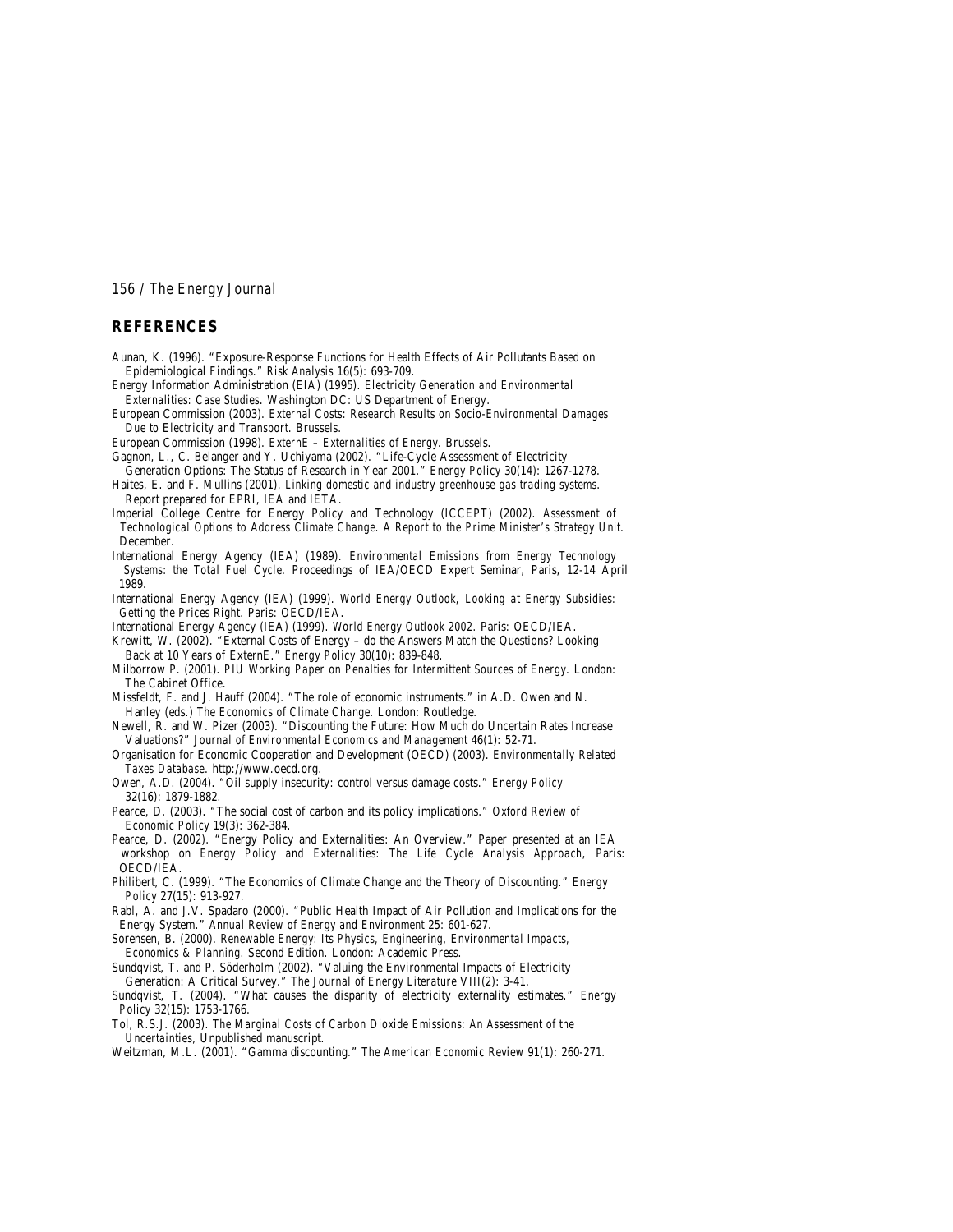## REFERENCES

Aunan, K. (1996). "Exposure-Response Functions for Health Effects of Air Pollutants Based on Epidemiological Findings." *Risk Analysis* 16(5): 693-709.

Energy Information Administration (EIA) (1995). *Electricity Generation and Environmental Externalities: Case Studies*. Washington DC: US Department of Energy.

European Commission (2003). *External Costs: Research Results on Socio-Environmental Damages Due to Electricity and Transport*. Brussels.

European Commission (1998). *ExternE – Externalities of Energy*. Brussels.

Gagnon, L., C. Belanger and Y. Uchiyama (2002). "Life-Cycle Assessment of Electricity Generation Options: The Status of Research in Year 2001." *Energy Policy* 30(14): 1267-1278.

Haites, E. and F. Mullins (2001). *Linking domestic and industry greenhouse gas trading systems*. Report prepared for EPRI, IEA and IETA.

Imperial College Centre for Energy Policy and Technology (ICCEPT) (2002). *Assessment of Technological Options to Address Climate Change. A Report to the Prime Minister's Strategy Unit*. December.

International Energy Agency (IEA) (1989). *Environmental Emissions from Energy Technology Systems: the Total Fuel Cycle*. Proceedings of IEA/OECD Expert Seminar, Paris, 12-14 April 1989.

International Energy Agency (IEA) (1999). *World Energy Outlook, Looking at Energy Subsidies: Getting the Prices Right*. Paris: OECD/IEA.

International Energy Agency (IEA) (1999). *World Energy Outlook 2002*. Paris: OECD/IEA.

Krewitt, W. (2002). "External Costs of Energy – do the Answers Match the Questions? Looking Back at 10 Years of ExternE." *Energy Policy* 30(10): 839-848.

Milborrow P. (2001). *PIU Working Paper on Penalties for Intermittent Sources of Energy*. London: The Cabinet Office.

Missfeldt, F. and J. Hauff (2004). "The role of economic instruments." in A.D. Owen and N. Hanley (eds.) *The Economics of Climate Change*. London: Routledge.

Newell, R. and W. Pizer (2003). "Discounting the Future: How Much do Uncertain Rates Increase Valuations?" *Journal of Environmental Economics and Management* 46(1): 52-71.

Organisation for Economic Cooperation and Development (OECD) (2003). *Environmentally Related Taxes Database*. http://www.oecd.org.

Owen, A.D. (2004). "Oil supply insecurity: control versus damage costs." *Energy Policy* 32(16): 1879-1882.

Pearce, D. (2003). "The social cost of carbon and its policy implications." *Oxford Review of Economic Policy* 19(3): 362-384.

Pearce, D. (2002). "Energy Policy and Externalities: An Overview." Paper presented at an IEA workshop on *Energy Policy and Externalities: The Life Cycle Analysis Approach*, Paris: OECD/IEA.

Philibert, C. (1999). "The Economics of Climate Change and the Theory of Discounting." *Energy Policy* 27(15): 913-927.

Rabl, A. and J.V. Spadaro (2000). "Public Health Impact of Air Pollution and Implications for the Energy System." *Annual Review of Energy and Environment* 25: 601-627.

Sorensen, B. (2000). *Renewable Energy: Its Physics, Engineering, Environmental Impacts, Economics & Planning*. Second Edition. London: Academic Press.

Sundqvist, T. and P. Söderholm (2002). "Valuing the Environmental Impacts of Electricity Generation: A Critical Survey." *The Journal of Energy Literature* VIII(2): 3-41.

Sundqvist, T. (2004). "What causes the disparity of electricity externality estimates." *Energy Policy* 32(15): 1753-1766.

Tol, R.S.J. (2003). *The Marginal Costs of Carbon Dioxide Emissions: An Assessment of the Uncertainties*, Unpublished manuscript.

Weitzman, M.L. (2001). "Gamma discounting." *The American Economic Review* 91(1): 260-271.